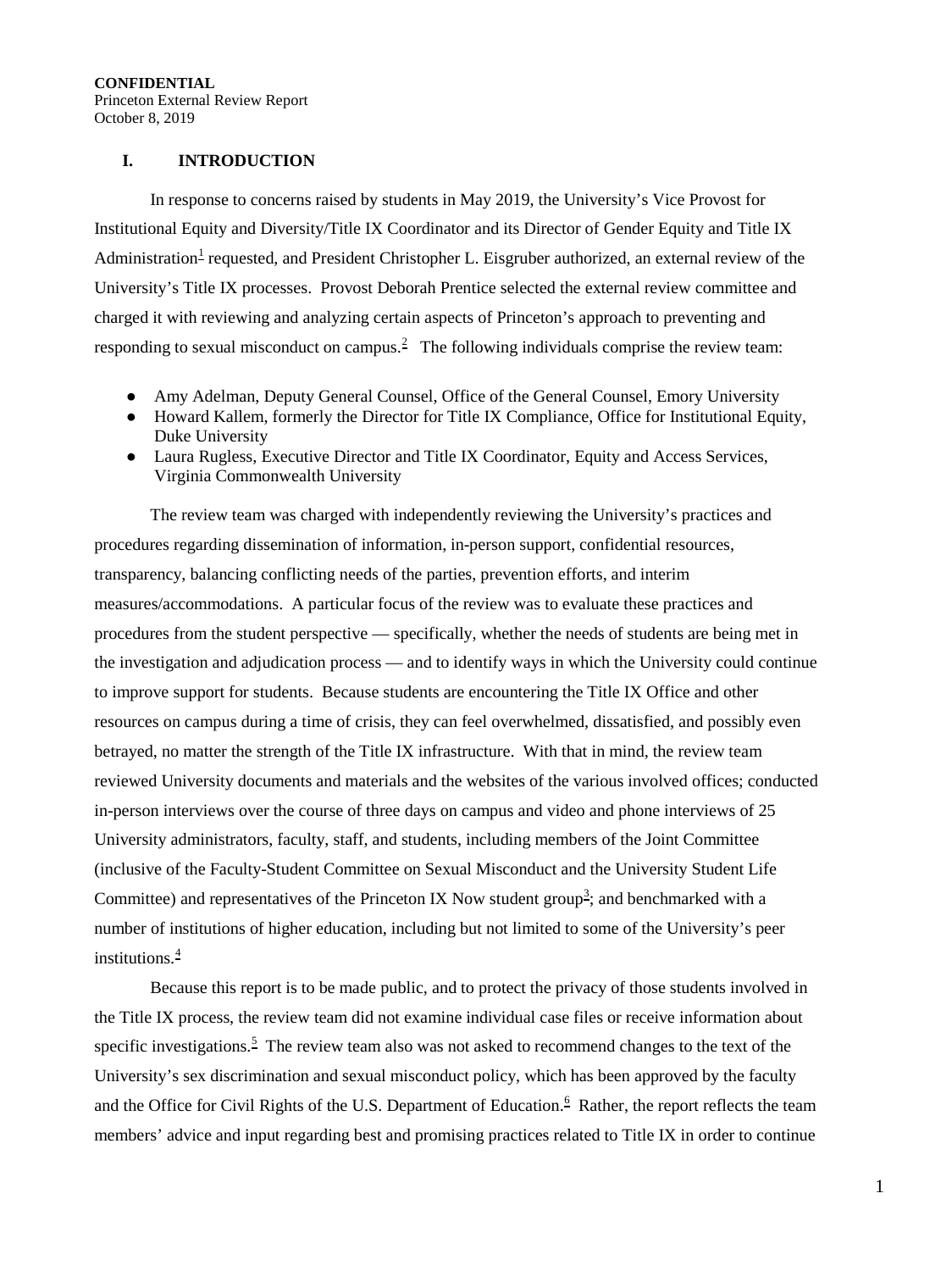**CONFIDENTIAL**
Princeton External Review Report
October 8, 2019

## I. INTRODUCTION

In response to concerns raised by students in May 2019, the University's Vice Provost for Institutional Equity and Diversity/Title IX Coordinator and its Director of Gender Equity and Title IX Administration[1] requested, and President Christopher L. Eisgruber authorized, an external review of the University's Title IX processes. Provost Deborah Prentice selected the external review committee and charged it with reviewing and analyzing certain aspects of Princeton's approach to preventing and responding to sexual misconduct on campus.[2] The following individuals comprise the review team:

- Amy Adelman, Deputy General Counsel, Office of the General Counsel, Emory University
- Howard Kallem, formerly the Director for Title IX Compliance, Office for Institutional Equity, Duke University
- Laura Rugless, Executive Director and Title IX Coordinator, Equity and Access Services, Virginia Commonwealth University

The review team was charged with independently reviewing the University's practices and procedures regarding dissemination of information, in-person support, confidential resources, transparency, balancing conflicting needs of the parties, prevention efforts, and interim measures/accommodations. A particular focus of the review was to evaluate these practices and procedures from the student perspective — specifically, whether the needs of students are being met in the investigation and adjudication process — and to identify ways in which the University could continue to improve support for students. Because students are encountering the Title IX Office and other resources on campus during a time of crisis, they can feel overwhelmed, dissatisfied, and possibly even betrayed, no matter the strength of the Title IX infrastructure. With that in mind, the review team reviewed University documents and materials and the websites of the various involved offices; conducted in-person interviews over the course of three days on campus and video and phone interviews of 25 University administrators, faculty, staff, and students, including members of the Joint Committee (inclusive of the Faculty-Student Committee on Sexual Misconduct and the University Student Life Committee) and representatives of the Princeton IX Now student group[3]; and benchmarked with a number of institutions of higher education, including but not limited to some of the University's peer institutions.[4]

Because this report is to be made public, and to protect the privacy of those students involved in the Title IX process, the review team did not examine individual case files or receive information about specific investigations.[5] The review team also was not asked to recommend changes to the text of the University's sex discrimination and sexual misconduct policy, which has been approved by the faculty and the Office for Civil Rights of the U.S. Department of Education.[6] Rather, the report reflects the team members' advice and input regarding best and promising practices related to Title IX in order to continue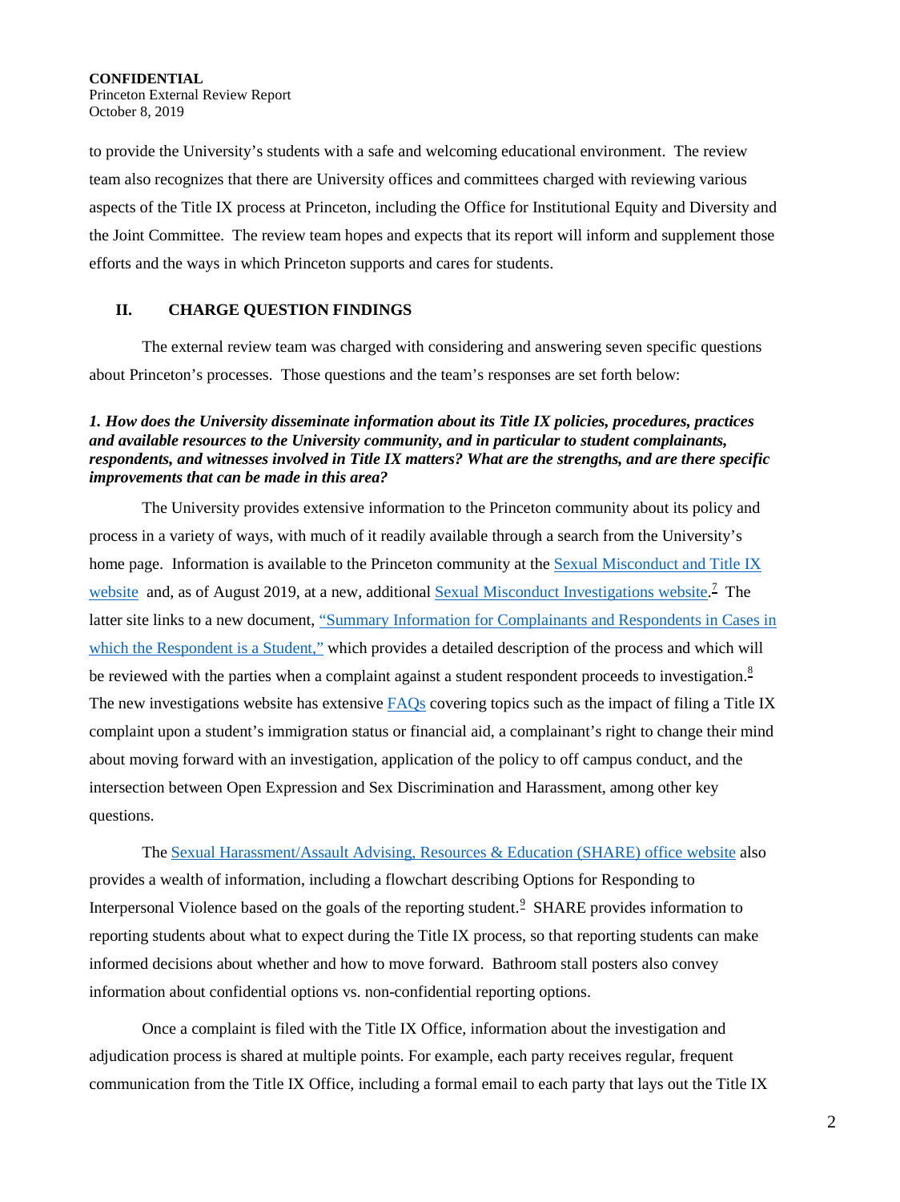to provide the University's students with a safe and welcoming educational environment. The review team also recognizes that there are University offices and committees charged with reviewing various aspects of the Title IX process at Princeton, including the Office for Institutional Equity and Diversity and the Joint Committee. The review team hopes and expects that its report will inform and supplement those efforts and the ways in which Princeton supports and cares for students.

## II. CHARGE QUESTION FINDINGS

The external review team was charged with considering and answering seven specific questions about Princeton's processes. Those questions and the team's responses are set forth below:

***1. How does the University disseminate information about its Title IX policies, procedures, practices and available resources to the University community, and in particular to student complainants, respondents, and witnesses involved in Title IX matters? What are the strengths, and are there specific improvements that can be made in this area?***

The University provides extensive information to the Princeton community about its policy and process in a variety of ways, with much of it readily available through a search from the University's home page. Information is available to the Princeton community at the Sexual Misconduct and Title IX website and, as of August 2019, at a new, additional Sexual Misconduct Investigations website.[7] The latter site links to a new document, "Summary Information for Complainants and Respondents in Cases in which the Respondent is a Student," which provides a detailed description of the process and which will be reviewed with the parties when a complaint against a student respondent proceeds to investigation.[8] The new investigations website has extensive FAQs covering topics such as the impact of filing a Title IX complaint upon a student's immigration status or financial aid, a complainant's right to change their mind about moving forward with an investigation, application of the policy to off campus conduct, and the intersection between Open Expression and Sex Discrimination and Harassment, among other key questions.

The Sexual Harassment/Assault Advising, Resources & Education (SHARE) office website also provides a wealth of information, including a flowchart describing Options for Responding to Interpersonal Violence based on the goals of the reporting student.[9] SHARE provides information to reporting students about what to expect during the Title IX process, so that reporting students can make informed decisions about whether and how to move forward. Bathroom stall posters also convey information about confidential options vs. non-confidential reporting options.

Once a complaint is filed with the Title IX Office, information about the investigation and adjudication process is shared at multiple points. For example, each party receives regular, frequent communication from the Title IX Office, including a formal email to each party that lays out the Title IX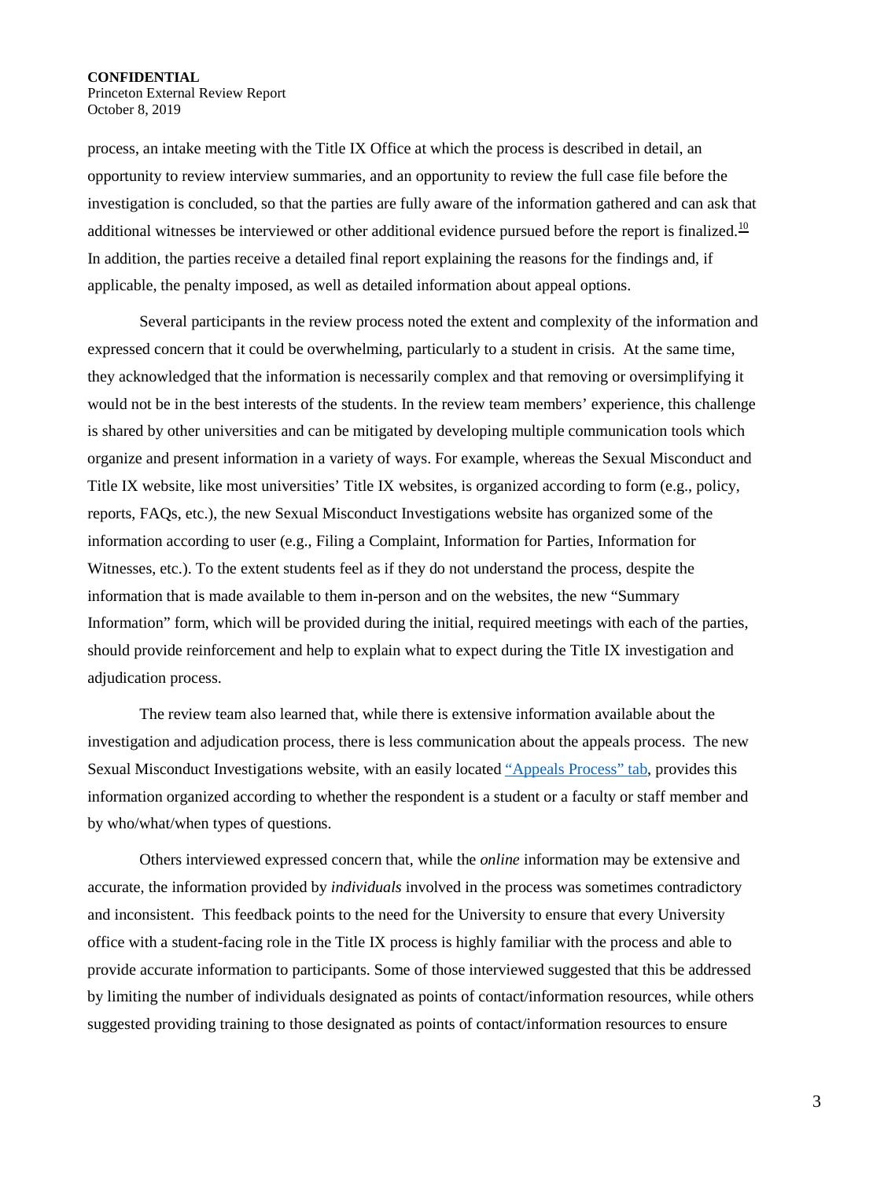process, an intake meeting with the Title IX Office at which the process is described in detail, an opportunity to review interview summaries, and an opportunity to review the full case file before the investigation is concluded, so that the parties are fully aware of the information gathered and can ask that additional witnesses be interviewed or other additional evidence pursued before the report is finalized.[10] In addition, the parties receive a detailed final report explaining the reasons for the findings and, if applicable, the penalty imposed, as well as detailed information about appeal options.

Several participants in the review process noted the extent and complexity of the information and expressed concern that it could be overwhelming, particularly to a student in crisis. At the same time, they acknowledged that the information is necessarily complex and that removing or oversimplifying it would not be in the best interests of the students. In the review team members' experience, this challenge is shared by other universities and can be mitigated by developing multiple communication tools which organize and present information in a variety of ways. For example, whereas the Sexual Misconduct and Title IX website, like most universities' Title IX websites, is organized according to form (e.g., policy, reports, FAQs, etc.), the new Sexual Misconduct Investigations website has organized some of the information according to user (e.g., Filing a Complaint, Information for Parties, Information for Witnesses, etc.). To the extent students feel as if they do not understand the process, despite the information that is made available to them in-person and on the websites, the new "Summary Information" form, which will be provided during the initial, required meetings with each of the parties, should provide reinforcement and help to explain what to expect during the Title IX investigation and adjudication process.

The review team also learned that, while there is extensive information available about the investigation and adjudication process, there is less communication about the appeals process. The new Sexual Misconduct Investigations website, with an easily located "Appeals Process" tab, provides this information organized according to whether the respondent is a student or a faculty or staff member and by who/what/when types of questions.

Others interviewed expressed concern that, while the *online* information may be extensive and accurate, the information provided by *individuals* involved in the process was sometimes contradictory and inconsistent. This feedback points to the need for the University to ensure that every University office with a student-facing role in the Title IX process is highly familiar with the process and able to provide accurate information to participants. Some of those interviewed suggested that this be addressed by limiting the number of individuals designated as points of contact/information resources, while others suggested providing training to those designated as points of contact/information resources to ensure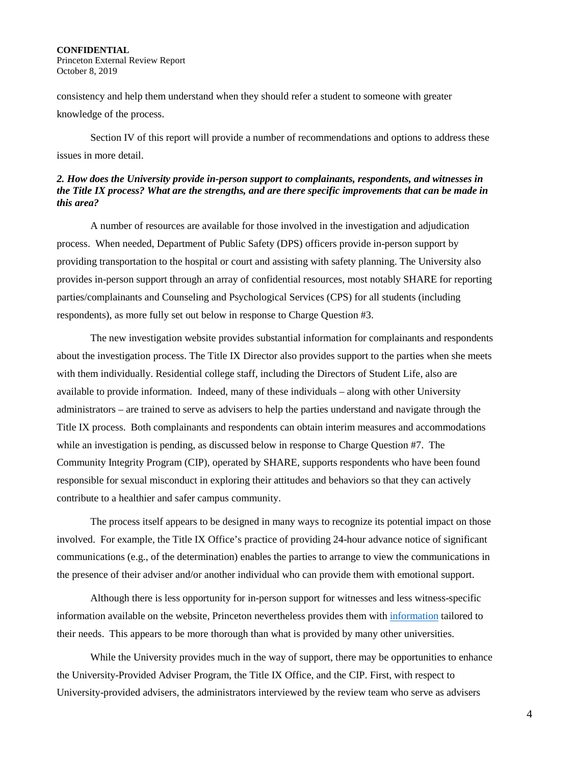consistency and help them understand when they should refer a student to someone with greater knowledge of the process.

Section IV of this report will provide a number of recommendations and options to address these issues in more detail.

***2. How does the University provide in-person support to complainants, respondents, and witnesses in the Title IX process? What are the strengths, and are there specific improvements that can be made in this area?***

A number of resources are available for those involved in the investigation and adjudication process. When needed, Department of Public Safety (DPS) officers provide in-person support by providing transportation to the hospital or court and assisting with safety planning. The University also provides in-person support through an array of confidential resources, most notably SHARE for reporting parties/complainants and Counseling and Psychological Services (CPS) for all students (including respondents), as more fully set out below in response to Charge Question #3.

The new investigation website provides substantial information for complainants and respondents about the investigation process. The Title IX Director also provides support to the parties when she meets with them individually. Residential college staff, including the Directors of Student Life, also are available to provide information. Indeed, many of these individuals – along with other University administrators – are trained to serve as advisers to help the parties understand and navigate through the Title IX process. Both complainants and respondents can obtain interim measures and accommodations while an investigation is pending, as discussed below in response to Charge Question #7. The Community Integrity Program (CIP), operated by SHARE, supports respondents who have been found responsible for sexual misconduct in exploring their attitudes and behaviors so that they can actively contribute to a healthier and safer campus community.

The process itself appears to be designed in many ways to recognize its potential impact on those involved. For example, the Title IX Office's practice of providing 24-hour advance notice of significant communications (e.g., of the determination) enables the parties to arrange to view the communications in the presence of their adviser and/or another individual who can provide them with emotional support.

Although there is less opportunity for in-person support for witnesses and less witness-specific information available on the website, Princeton nevertheless provides them with information tailored to their needs. This appears to be more thorough than what is provided by many other universities.

While the University provides much in the way of support, there may be opportunities to enhance the University-Provided Adviser Program, the Title IX Office, and the CIP. First, with respect to University-provided advisers, the administrators interviewed by the review team who serve as advisers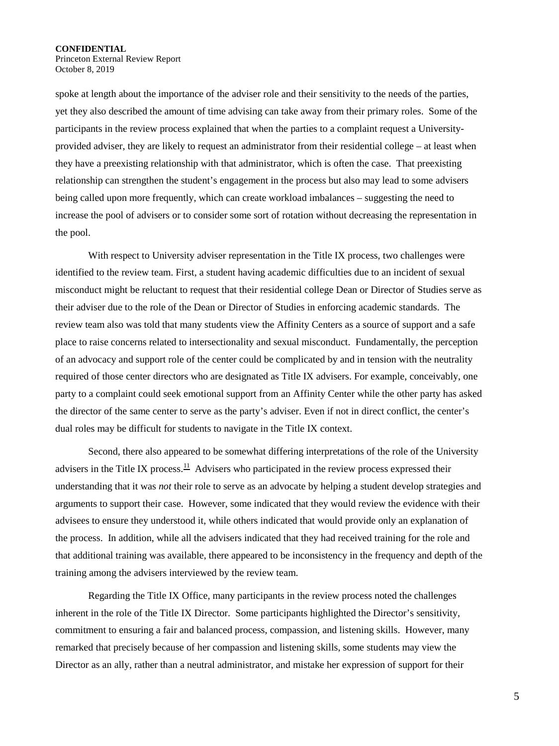spoke at length about the importance of the adviser role and their sensitivity to the needs of the parties, yet they also described the amount of time advising can take away from their primary roles. Some of the participants in the review process explained that when the parties to a complaint request a University-provided adviser, they are likely to request an administrator from their residential college – at least when they have a preexisting relationship with that administrator, which is often the case. That preexisting relationship can strengthen the student's engagement in the process but also may lead to some advisers being called upon more frequently, which can create workload imbalances – suggesting the need to increase the pool of advisers or to consider some sort of rotation without decreasing the representation in the pool.

With respect to University adviser representation in the Title IX process, two challenges were identified to the review team. First, a student having academic difficulties due to an incident of sexual misconduct might be reluctant to request that their residential college Dean or Director of Studies serve as their adviser due to the role of the Dean or Director of Studies in enforcing academic standards. The review team also was told that many students view the Affinity Centers as a source of support and a safe place to raise concerns related to intersectionality and sexual misconduct. Fundamentally, the perception of an advocacy and support role of the center could be complicated by and in tension with the neutrality required of those center directors who are designated as Title IX advisers. For example, conceivably, one party to a complaint could seek emotional support from an Affinity Center while the other party has asked the director of the same center to serve as the party's adviser. Even if not in direct conflict, the center's dual roles may be difficult for students to navigate in the Title IX context.

Second, there also appeared to be somewhat differing interpretations of the role of the University advisers in the Title IX process.[11] Advisers who participated in the review process expressed their understanding that it was *not* their role to serve as an advocate by helping a student develop strategies and arguments to support their case. However, some indicated that they would review the evidence with their advisees to ensure they understood it, while others indicated that would provide only an explanation of the process. In addition, while all the advisers indicated that they had received training for the role and that additional training was available, there appeared to be inconsistency in the frequency and depth of the training among the advisers interviewed by the review team.

Regarding the Title IX Office, many participants in the review process noted the challenges inherent in the role of the Title IX Director. Some participants highlighted the Director's sensitivity, commitment to ensuring a fair and balanced process, compassion, and listening skills. However, many remarked that precisely because of her compassion and listening skills, some students may view the Director as an ally, rather than a neutral administrator, and mistake her expression of support for their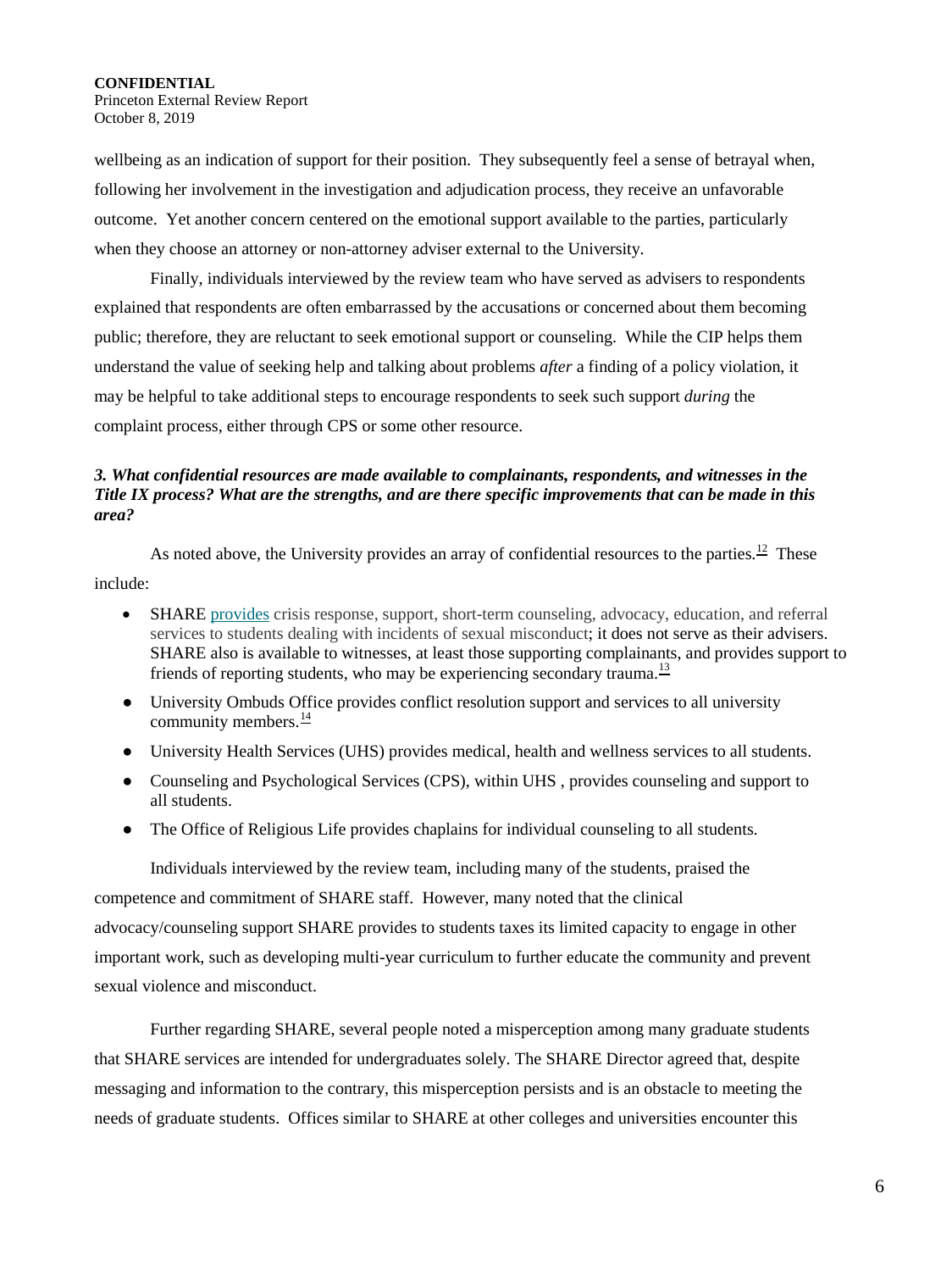wellbeing as an indication of support for their position. They subsequently feel a sense of betrayal when, following her involvement in the investigation and adjudication process, they receive an unfavorable outcome. Yet another concern centered on the emotional support available to the parties, particularly when they choose an attorney or non-attorney adviser external to the University.

Finally, individuals interviewed by the review team who have served as advisers to respondents explained that respondents are often embarrassed by the accusations or concerned about them becoming public; therefore, they are reluctant to seek emotional support or counseling. While the CIP helps them understand the value of seeking help and talking about problems *after* a finding of a policy violation, it may be helpful to take additional steps to encourage respondents to seek such support *during* the complaint process, either through CPS or some other resource.

***3. What confidential resources are made available to complainants, respondents, and witnesses in the Title IX process? What are the strengths, and are there specific improvements that can be made in this area?***

As noted above, the University provides an array of confidential resources to the parties.[12] These include:

- SHARE provides crisis response, support, short-term counseling, advocacy, education, and referral services to students dealing with incidents of sexual misconduct; it does not serve as their advisers. SHARE also is available to witnesses, at least those supporting complainants, and provides support to friends of reporting students, who may be experiencing secondary trauma.[13]
- University Ombuds Office provides conflict resolution support and services to all university community members.[14]
- University Health Services (UHS) provides medical, health and wellness services to all students.
- Counseling and Psychological Services (CPS), within UHS , provides counseling and support to all students.
- The Office of Religious Life provides chaplains for individual counseling to all students.

Individuals interviewed by the review team, including many of the students, praised the competence and commitment of SHARE staff. However, many noted that the clinical advocacy/counseling support SHARE provides to students taxes its limited capacity to engage in other important work, such as developing multi-year curriculum to further educate the community and prevent sexual violence and misconduct.

Further regarding SHARE, several people noted a misperception among many graduate students that SHARE services are intended for undergraduates solely. The SHARE Director agreed that, despite messaging and information to the contrary, this misperception persists and is an obstacle to meeting the needs of graduate students. Offices similar to SHARE at other colleges and universities encounter this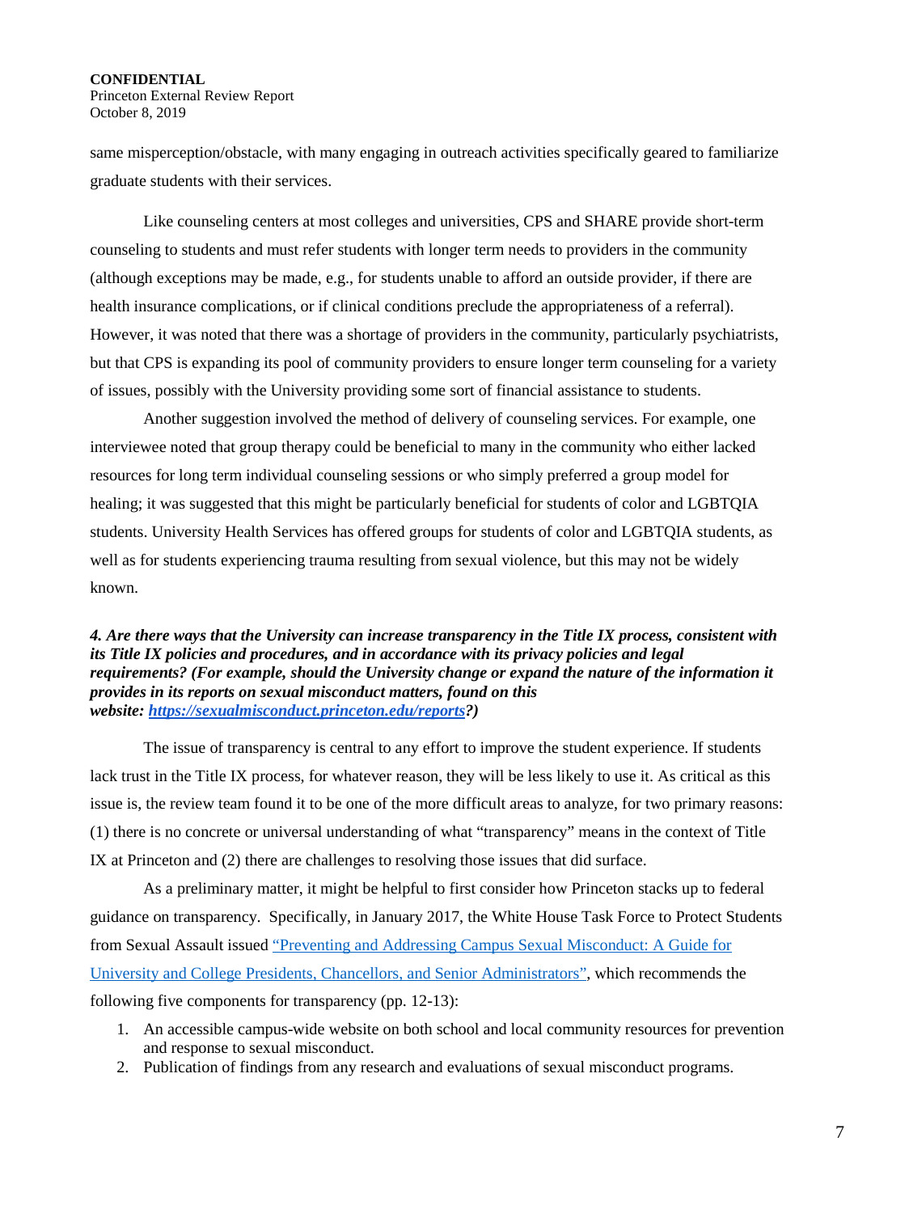same misperception/obstacle, with many engaging in outreach activities specifically geared to familiarize graduate students with their services.

Like counseling centers at most colleges and universities, CPS and SHARE provide short-term counseling to students and must refer students with longer term needs to providers in the community (although exceptions may be made, e.g., for students unable to afford an outside provider, if there are health insurance complications, or if clinical conditions preclude the appropriateness of a referral). However, it was noted that there was a shortage of providers in the community, particularly psychiatrists, but that CPS is expanding its pool of community providers to ensure longer term counseling for a variety of issues, possibly with the University providing some sort of financial assistance to students.

Another suggestion involved the method of delivery of counseling services. For example, one interviewee noted that group therapy could be beneficial to many in the community who either lacked resources for long term individual counseling sessions or who simply preferred a group model for healing; it was suggested that this might be particularly beneficial for students of color and LGBTQIA students. University Health Services has offered groups for students of color and LGBTQIA students, as well as for students experiencing trauma resulting from sexual violence, but this may not be widely known.

***4. Are there ways that the University can increase transparency in the Title IX process, consistent with its Title IX policies and procedures, and in accordance with its privacy policies and legal requirements? (For example, should the University change or expand the nature of the information it provides in its reports on sexual misconduct matters, found on this website: [https://sexualmisconduct.princeton.edu/reports](https://sexualmisconduct.princeton.edu/reports)?)***

The issue of transparency is central to any effort to improve the student experience. If students lack trust in the Title IX process, for whatever reason, they will be less likely to use it. As critical as this issue is, the review team found it to be one of the more difficult areas to analyze, for two primary reasons: (1) there is no concrete or universal understanding of what "transparency" means in the context of Title IX at Princeton and (2) there are challenges to resolving those issues that did surface.

As a preliminary matter, it might be helpful to first consider how Princeton stacks up to federal guidance on transparency. Specifically, in January 2017, the White House Task Force to Protect Students from Sexual Assault issued "Preventing and Addressing Campus Sexual Misconduct: A Guide for University and College Presidents, Chancellors, and Senior Administrators", which recommends the following five components for transparency (pp. 12-13):

1. An accessible campus-wide website on both school and local community resources for prevention and response to sexual misconduct.
2. Publication of findings from any research and evaluations of sexual misconduct programs.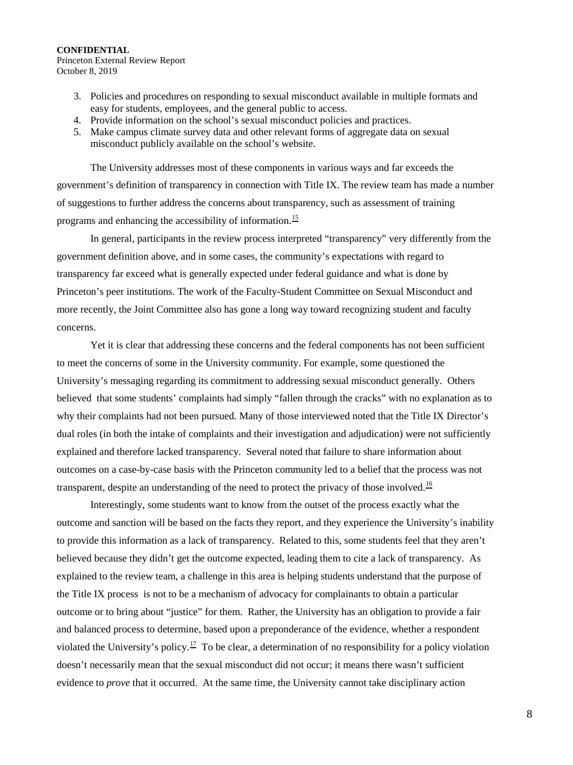3. Policies and procedures on responding to sexual misconduct available in multiple formats and easy for students, employees, and the general public to access.
4. Provide information on the school's sexual misconduct policies and practices.
5. Make campus climate survey data and other relevant forms of aggregate data on sexual misconduct publicly available on the school's website.

The University addresses most of these components in various ways and far exceeds the government's definition of transparency in connection with Title IX. The review team has made a number of suggestions to further address the concerns about transparency, such as assessment of training programs and enhancing the accessibility of information.[15]

In general, participants in the review process interpreted "transparency" very differently from the government definition above, and in some cases, the community's expectations with regard to transparency far exceed what is generally expected under federal guidance and what is done by Princeton's peer institutions. The work of the Faculty-Student Committee on Sexual Misconduct and more recently, the Joint Committee also has gone a long way toward recognizing student and faculty concerns.

Yet it is clear that addressing these concerns and the federal components has not been sufficient to meet the concerns of some in the University community. For example, some questioned the University's messaging regarding its commitment to addressing sexual misconduct generally. Others believed that some students' complaints had simply "fallen through the cracks" with no explanation as to why their complaints had not been pursued. Many of those interviewed noted that the Title IX Director's dual roles (in both the intake of complaints and their investigation and adjudication) were not sufficiently explained and therefore lacked transparency. Several noted that failure to share information about outcomes on a case-by-case basis with the Princeton community led to a belief that the process was not transparent, despite an understanding of the need to protect the privacy of those involved.[16]

Interestingly, some students want to know from the outset of the process exactly what the outcome and sanction will be based on the facts they report, and they experience the University's inability to provide this information as a lack of transparency. Related to this, some students feel that they aren't believed because they didn't get the outcome expected, leading them to cite a lack of transparency. As explained to the review team, a challenge in this area is helping students understand that the purpose of the Title IX process is not to be a mechanism of advocacy for complainants to obtain a particular outcome or to bring about "justice" for them. Rather, the University has an obligation to provide a fair and balanced process to determine, based upon a preponderance of the evidence, whether a respondent violated the University's policy.[17] To be clear, a determination of no responsibility for a policy violation doesn't necessarily mean that the sexual misconduct did not occur; it means there wasn't sufficient evidence to *prove* that it occurred. At the same time, the University cannot take disciplinary action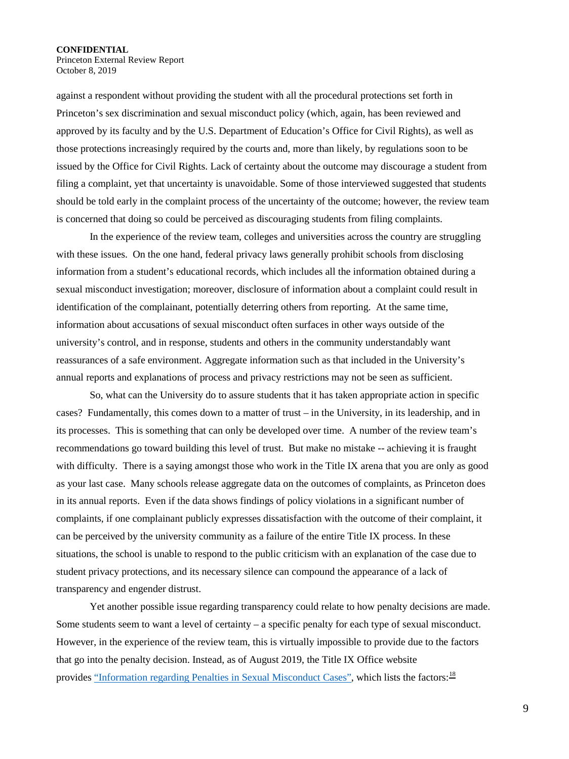against a respondent without providing the student with all the procedural protections set forth in Princeton's sex discrimination and sexual misconduct policy (which, again, has been reviewed and approved by its faculty and by the U.S. Department of Education's Office for Civil Rights), as well as those protections increasingly required by the courts and, more than likely, by regulations soon to be issued by the Office for Civil Rights. Lack of certainty about the outcome may discourage a student from filing a complaint, yet that uncertainty is unavoidable. Some of those interviewed suggested that students should be told early in the complaint process of the uncertainty of the outcome; however, the review team is concerned that doing so could be perceived as discouraging students from filing complaints.

In the experience of the review team, colleges and universities across the country are struggling with these issues. On the one hand, federal privacy laws generally prohibit schools from disclosing information from a student's educational records, which includes all the information obtained during a sexual misconduct investigation; moreover, disclosure of information about a complaint could result in identification of the complainant, potentially deterring others from reporting. At the same time, information about accusations of sexual misconduct often surfaces in other ways outside of the university's control, and in response, students and others in the community understandably want reassurances of a safe environment. Aggregate information such as that included in the University's annual reports and explanations of process and privacy restrictions may not be seen as sufficient.

So, what can the University do to assure students that it has taken appropriate action in specific cases? Fundamentally, this comes down to a matter of trust – in the University, in its leadership, and in its processes. This is something that can only be developed over time. A number of the review team's recommendations go toward building this level of trust. But make no mistake -- achieving it is fraught with difficulty. There is a saying amongst those who work in the Title IX arena that you are only as good as your last case. Many schools release aggregate data on the outcomes of complaints, as Princeton does in its annual reports. Even if the data shows findings of policy violations in a significant number of complaints, if one complainant publicly expresses dissatisfaction with the outcome of their complaint, it can be perceived by the university community as a failure of the entire Title IX process. In these situations, the school is unable to respond to the public criticism with an explanation of the case due to student privacy protections, and its necessary silence can compound the appearance of a lack of transparency and engender distrust.

Yet another possible issue regarding transparency could relate to how penalty decisions are made. Some students seem to want a level of certainty – a specific penalty for each type of sexual misconduct. However, in the experience of the review team, this is virtually impossible to provide due to the factors that go into the penalty decision. Instead, as of August 2019, the Title IX Office website provides "Information regarding Penalties in Sexual Misconduct Cases", which lists the factors:[18]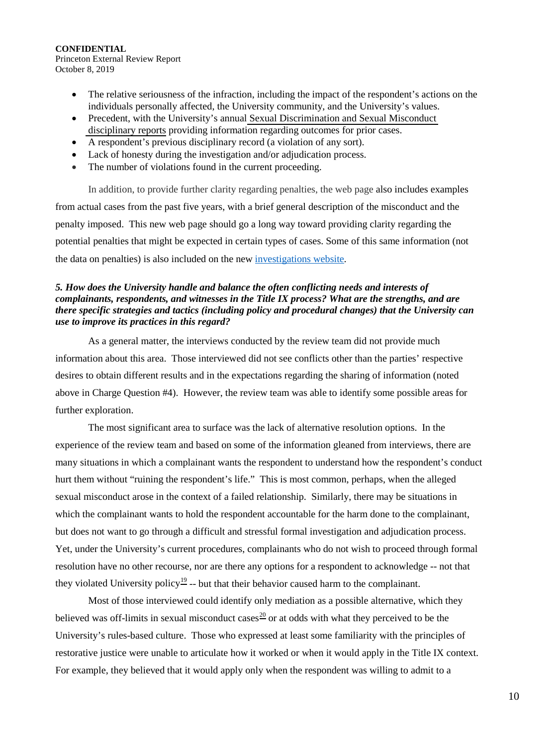- The relative seriousness of the infraction, including the impact of the respondent's actions on the individuals personally affected, the University community, and the University's values.
- Precedent, with the University's annual Sexual Discrimination and Sexual Misconduct disciplinary reports providing information regarding outcomes for prior cases.
- A respondent's previous disciplinary record (a violation of any sort).
- Lack of honesty during the investigation and/or adjudication process.
- The number of violations found in the current proceeding.

In addition, to provide further clarity regarding penalties, the web page also includes examples from actual cases from the past five years, with a brief general description of the misconduct and the penalty imposed. This new web page should go a long way toward providing clarity regarding the potential penalties that might be expected in certain types of cases. Some of this same information (not the data on penalties) is also included on the new investigations website.

***5. How does the University handle and balance the often conflicting needs and interests of complainants, respondents, and witnesses in the Title IX process? What are the strengths, and are there specific strategies and tactics (including policy and procedural changes) that the University can use to improve its practices in this regard?***

As a general matter, the interviews conducted by the review team did not provide much information about this area. Those interviewed did not see conflicts other than the parties' respective desires to obtain different results and in the expectations regarding the sharing of information (noted above in Charge Question #4). However, the review team was able to identify some possible areas for further exploration.

The most significant area to surface was the lack of alternative resolution options. In the experience of the review team and based on some of the information gleaned from interviews, there are many situations in which a complainant wants the respondent to understand how the respondent's conduct hurt them without "ruining the respondent's life." This is most common, perhaps, when the alleged sexual misconduct arose in the context of a failed relationship. Similarly, there may be situations in which the complainant wants to hold the respondent accountable for the harm done to the complainant, but does not want to go through a difficult and stressful formal investigation and adjudication process. Yet, under the University's current procedures, complainants who do not wish to proceed through formal resolution have no other recourse, nor are there any options for a respondent to acknowledge -- not that they violated University policy[19] -- but that their behavior caused harm to the complainant.

Most of those interviewed could identify only mediation as a possible alternative, which they believed was off-limits in sexual misconduct cases[20] or at odds with what they perceived to be the University's rules-based culture. Those who expressed at least some familiarity with the principles of restorative justice were unable to articulate how it worked or when it would apply in the Title IX context. For example, they believed that it would apply only when the respondent was willing to admit to a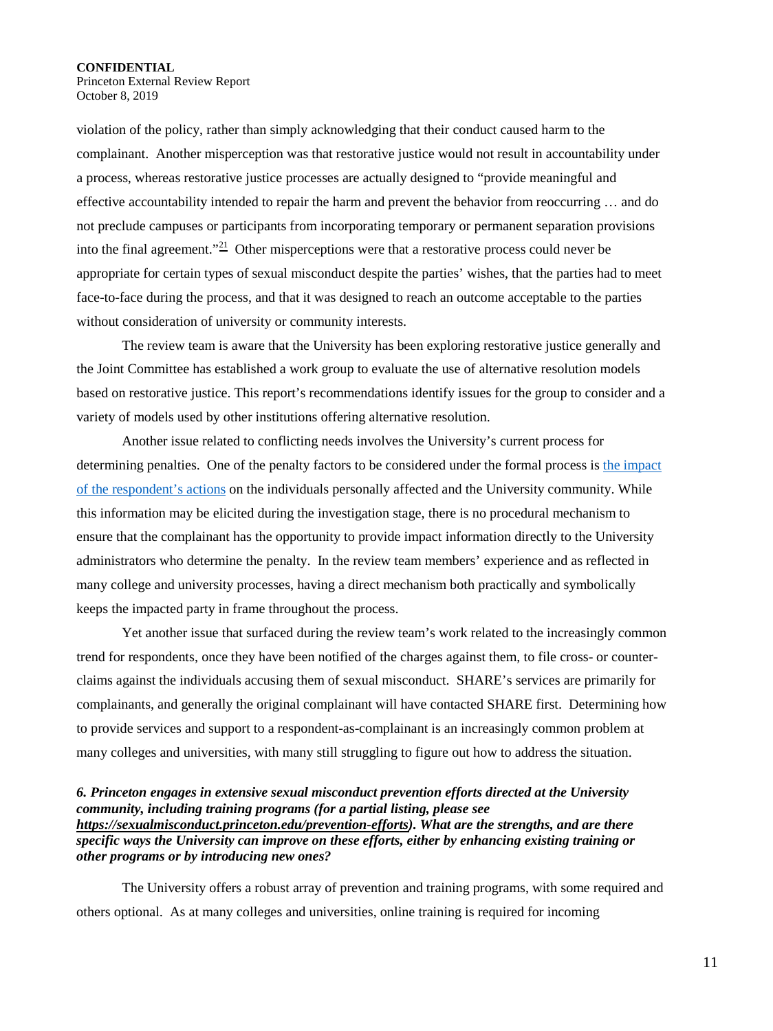violation of the policy, rather than simply acknowledging that their conduct caused harm to the complainant. Another misperception was that restorative justice would not result in accountability under a process, whereas restorative justice processes are actually designed to "provide meaningful and effective accountability intended to repair the harm and prevent the behavior from reoccurring … and do not preclude campuses or participants from incorporating temporary or permanent separation provisions into the final agreement."[21] Other misperceptions were that a restorative process could never be appropriate for certain types of sexual misconduct despite the parties' wishes, that the parties had to meet face-to-face during the process, and that it was designed to reach an outcome acceptable to the parties without consideration of university or community interests.

The review team is aware that the University has been exploring restorative justice generally and the Joint Committee has established a work group to evaluate the use of alternative resolution models based on restorative justice. This report's recommendations identify issues for the group to consider and a variety of models used by other institutions offering alternative resolution.

Another issue related to conflicting needs involves the University's current process for determining penalties. One of the penalty factors to be considered under the formal process is the impact of the respondent's actions on the individuals personally affected and the University community. While this information may be elicited during the investigation stage, there is no procedural mechanism to ensure that the complainant has the opportunity to provide impact information directly to the University administrators who determine the penalty. In the review team members' experience and as reflected in many college and university processes, having a direct mechanism both practically and symbolically keeps the impacted party in frame throughout the process.

Yet another issue that surfaced during the review team's work related to the increasingly common trend for respondents, once they have been notified of the charges against them, to file cross- or counter-claims against the individuals accusing them of sexual misconduct. SHARE's services are primarily for complainants, and generally the original complainant will have contacted SHARE first. Determining how to provide services and support to a respondent-as-complainant is an increasingly common problem at many colleges and universities, with many still struggling to figure out how to address the situation.

***6. Princeton engages in extensive sexual misconduct prevention efforts directed at the University community, including training programs (for a partial listing, please see <u>https://sexualmisconduct.princeton.edu/prevention-efforts</u>). What are the strengths, and are there specific ways the University can improve on these efforts, either by enhancing existing training or other programs or by introducing new ones?***

The University offers a robust array of prevention and training programs, with some required and others optional. As at many colleges and universities, online training is required for incoming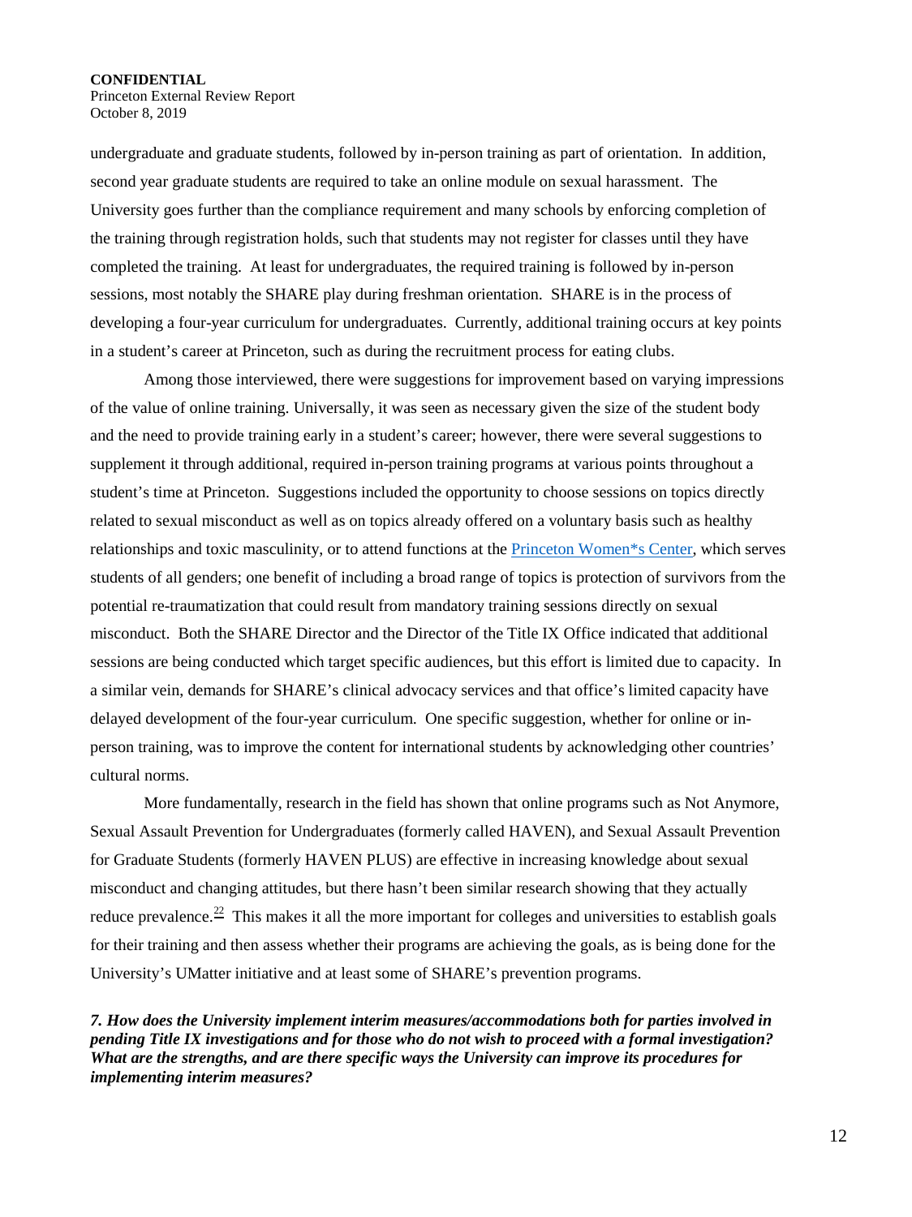undergraduate and graduate students, followed by in-person training as part of orientation. In addition, second year graduate students are required to take an online module on sexual harassment. The University goes further than the compliance requirement and many schools by enforcing completion of the training through registration holds, such that students may not register for classes until they have completed the training. At least for undergraduates, the required training is followed by in-person sessions, most notably the SHARE play during freshman orientation. SHARE is in the process of developing a four-year curriculum for undergraduates. Currently, additional training occurs at key points in a student's career at Princeton, such as during the recruitment process for eating clubs.

Among those interviewed, there were suggestions for improvement based on varying impressions of the value of online training. Universally, it was seen as necessary given the size of the student body and the need to provide training early in a student's career; however, there were several suggestions to supplement it through additional, required in-person training programs at various points throughout a student's time at Princeton. Suggestions included the opportunity to choose sessions on topics directly related to sexual misconduct as well as on topics already offered on a voluntary basis such as healthy relationships and toxic masculinity, or to attend functions at the Princeton Women*s Center, which serves students of all genders; one benefit of including a broad range of topics is protection of survivors from the potential re-traumatization that could result from mandatory training sessions directly on sexual misconduct. Both the SHARE Director and the Director of the Title IX Office indicated that additional sessions are being conducted which target specific audiences, but this effort is limited due to capacity. In a similar vein, demands for SHARE's clinical advocacy services and that office's limited capacity have delayed development of the four-year curriculum. One specific suggestion, whether for online or in-person training, was to improve the content for international students by acknowledging other countries' cultural norms.

More fundamentally, research in the field has shown that online programs such as Not Anymore, Sexual Assault Prevention for Undergraduates (formerly called HAVEN), and Sexual Assault Prevention for Graduate Students (formerly HAVEN PLUS) are effective in increasing knowledge about sexual misconduct and changing attitudes, but there hasn't been similar research showing that they actually reduce prevalence.[22] This makes it all the more important for colleges and universities to establish goals for their training and then assess whether their programs are achieving the goals, as is being done for the University's UMatter initiative and at least some of SHARE's prevention programs.

***7. How does the University implement interim measures/accommodations both for parties involved in pending Title IX investigations and for those who do not wish to proceed with a formal investigation? What are the strengths, and are there specific ways the University can improve its procedures for implementing interim measures?***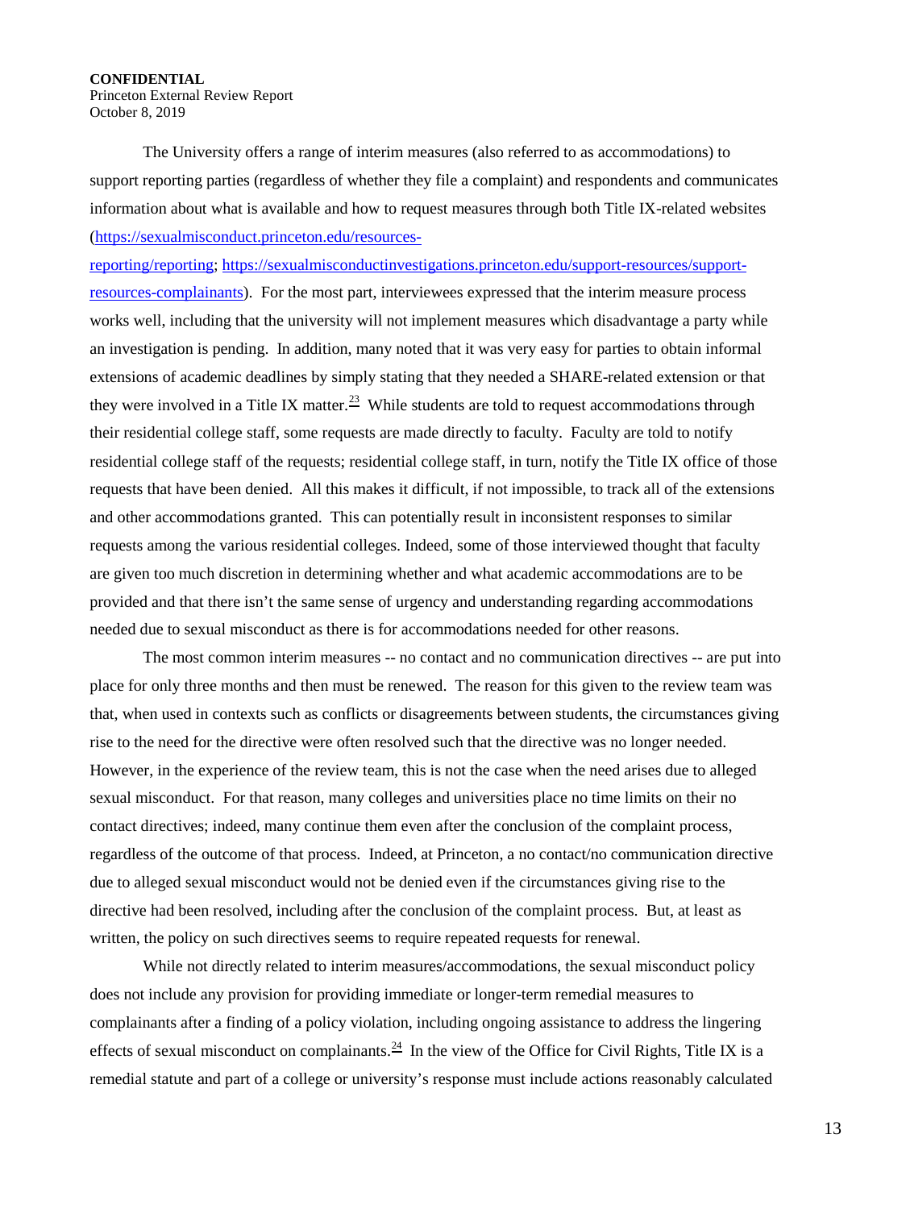The University offers a range of interim measures (also referred to as accommodations) to support reporting parties (regardless of whether they file a complaint) and respondents and communicates information about what is available and how to request measures through both Title IX-related websites (https://sexualmisconduct.princeton.edu/resources-reporting/reporting; https://sexualmisconductinvestigations.princeton.edu/support-resources/support-resources-complainants). For the most part, interviewees expressed that the interim measure process works well, including that the university will not implement measures which disadvantage a party while an investigation is pending. In addition, many noted that it was very easy for parties to obtain informal extensions of academic deadlines by simply stating that they needed a SHARE-related extension or that they were involved in a Title IX matter.[23] While students are told to request accommodations through their residential college staff, some requests are made directly to faculty. Faculty are told to notify residential college staff of the requests; residential college staff, in turn, notify the Title IX office of those requests that have been denied. All this makes it difficult, if not impossible, to track all of the extensions and other accommodations granted. This can potentially result in inconsistent responses to similar requests among the various residential colleges. Indeed, some of those interviewed thought that faculty are given too much discretion in determining whether and what academic accommodations are to be provided and that there isn't the same sense of urgency and understanding regarding accommodations needed due to sexual misconduct as there is for accommodations needed for other reasons.

The most common interim measures -- no contact and no communication directives -- are put into place for only three months and then must be renewed. The reason for this given to the review team was that, when used in contexts such as conflicts or disagreements between students, the circumstances giving rise to the need for the directive were often resolved such that the directive was no longer needed. However, in the experience of the review team, this is not the case when the need arises due to alleged sexual misconduct. For that reason, many colleges and universities place no time limits on their no contact directives; indeed, many continue them even after the conclusion of the complaint process, regardless of the outcome of that process. Indeed, at Princeton, a no contact/no communication directive due to alleged sexual misconduct would not be denied even if the circumstances giving rise to the directive had been resolved, including after the conclusion of the complaint process. But, at least as written, the policy on such directives seems to require repeated requests for renewal.

While not directly related to interim measures/accommodations, the sexual misconduct policy does not include any provision for providing immediate or longer-term remedial measures to complainants after a finding of a policy violation, including ongoing assistance to address the lingering effects of sexual misconduct on complainants.[24] In the view of the Office for Civil Rights, Title IX is a remedial statute and part of a college or university's response must include actions reasonably calculated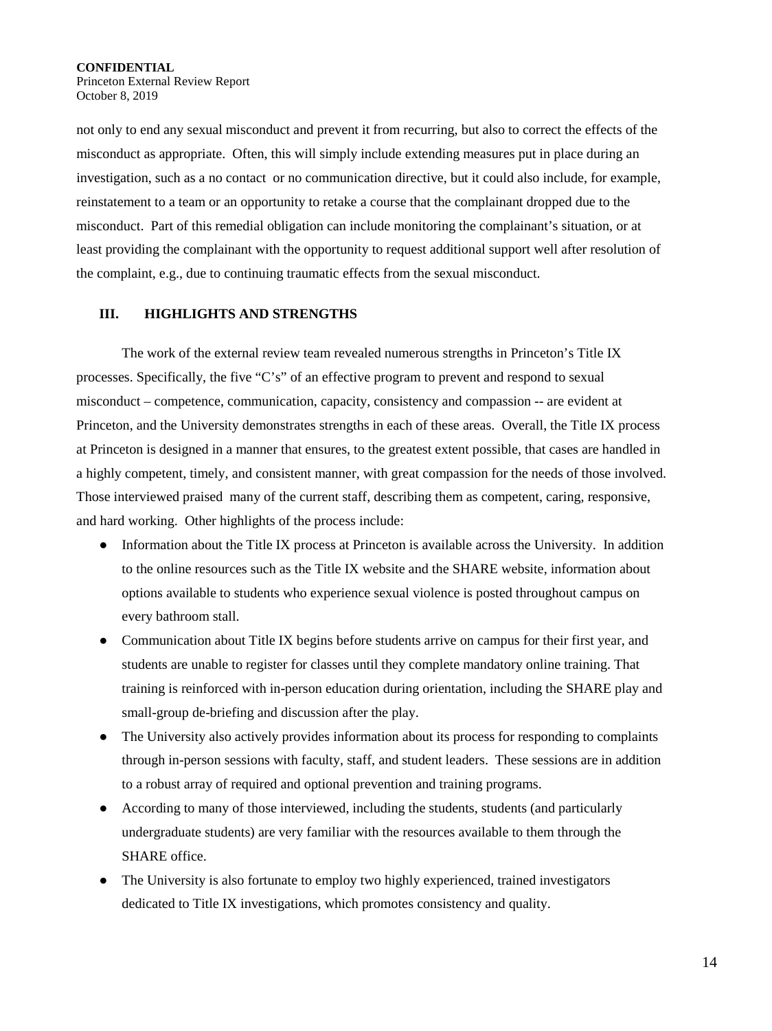not only to end any sexual misconduct and prevent it from recurring, but also to correct the effects of the misconduct as appropriate. Often, this will simply include extending measures put in place during an investigation, such as a no contact or no communication directive, but it could also include, for example, reinstatement to a team or an opportunity to retake a course that the complainant dropped due to the misconduct. Part of this remedial obligation can include monitoring the complainant's situation, or at least providing the complainant with the opportunity to request additional support well after resolution of the complaint, e.g., due to continuing traumatic effects from the sexual misconduct.

## III. HIGHLIGHTS AND STRENGTHS

The work of the external review team revealed numerous strengths in Princeton's Title IX processes. Specifically, the five "C's" of an effective program to prevent and respond to sexual misconduct – competence, communication, capacity, consistency and compassion -- are evident at Princeton, and the University demonstrates strengths in each of these areas. Overall, the Title IX process at Princeton is designed in a manner that ensures, to the greatest extent possible, that cases are handled in a highly competent, timely, and consistent manner, with great compassion for the needs of those involved. Those interviewed praised many of the current staff, describing them as competent, caring, responsive, and hard working. Other highlights of the process include:

- Information about the Title IX process at Princeton is available across the University. In addition to the online resources such as the Title IX website and the SHARE website, information about options available to students who experience sexual violence is posted throughout campus on every bathroom stall.
- Communication about Title IX begins before students arrive on campus for their first year, and students are unable to register for classes until they complete mandatory online training. That training is reinforced with in-person education during orientation, including the SHARE play and small-group de-briefing and discussion after the play.
- The University also actively provides information about its process for responding to complaints through in-person sessions with faculty, staff, and student leaders. These sessions are in addition to a robust array of required and optional prevention and training programs.
- According to many of those interviewed, including the students, students (and particularly undergraduate students) are very familiar with the resources available to them through the SHARE office.
- The University is also fortunate to employ two highly experienced, trained investigators dedicated to Title IX investigations, which promotes consistency and quality.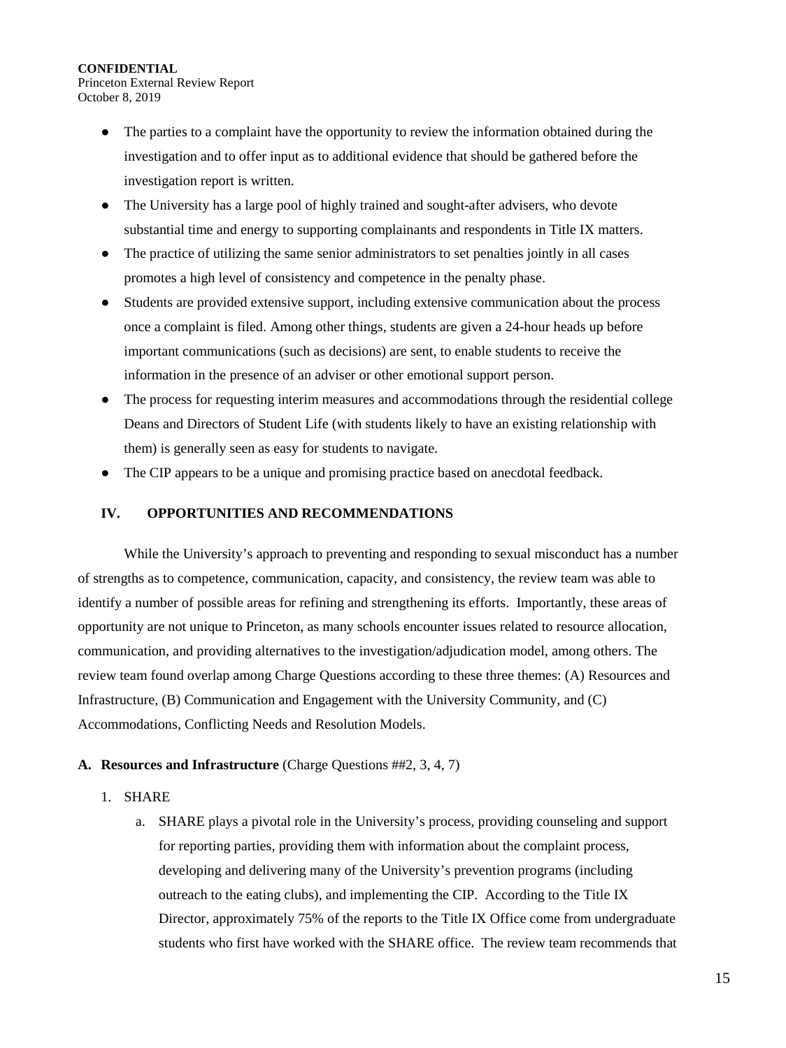- The parties to a complaint have the opportunity to review the information obtained during the investigation and to offer input as to additional evidence that should be gathered before the investigation report is written.
- The University has a large pool of highly trained and sought-after advisers, who devote substantial time and energy to supporting complainants and respondents in Title IX matters.
- The practice of utilizing the same senior administrators to set penalties jointly in all cases promotes a high level of consistency and competence in the penalty phase.
- Students are provided extensive support, including extensive communication about the process once a complaint is filed. Among other things, students are given a 24-hour heads up before important communications (such as decisions) are sent, to enable students to receive the information in the presence of an adviser or other emotional support person.
- The process for requesting interim measures and accommodations through the residential college Deans and Directors of Student Life (with students likely to have an existing relationship with them) is generally seen as easy for students to navigate.
- The CIP appears to be a unique and promising practice based on anecdotal feedback.

## IV. OPPORTUNITIES AND RECOMMENDATIONS

While the University's approach to preventing and responding to sexual misconduct has a number of strengths as to competence, communication, capacity, and consistency, the review team was able to identify a number of possible areas for refining and strengthening its efforts. Importantly, these areas of opportunity are not unique to Princeton, as many schools encounter issues related to resource allocation, communication, and providing alternatives to the investigation/adjudication model, among others. The review team found overlap among Charge Questions according to these three themes: (A) Resources and Infrastructure, (B) Communication and Engagement with the University Community, and (C) Accommodations, Conflicting Needs and Resolution Models.

### A. Resources and Infrastructure (Charge Questions ##2, 3, 4, 7)

1. SHARE
   a. SHARE plays a pivotal role in the University's process, providing counseling and support for reporting parties, providing them with information about the complaint process, developing and delivering many of the University's prevention programs (including outreach to the eating clubs), and implementing the CIP. According to the Title IX Director, approximately 75% of the reports to the Title IX Office come from undergraduate students who first have worked with the SHARE office. The review team recommends that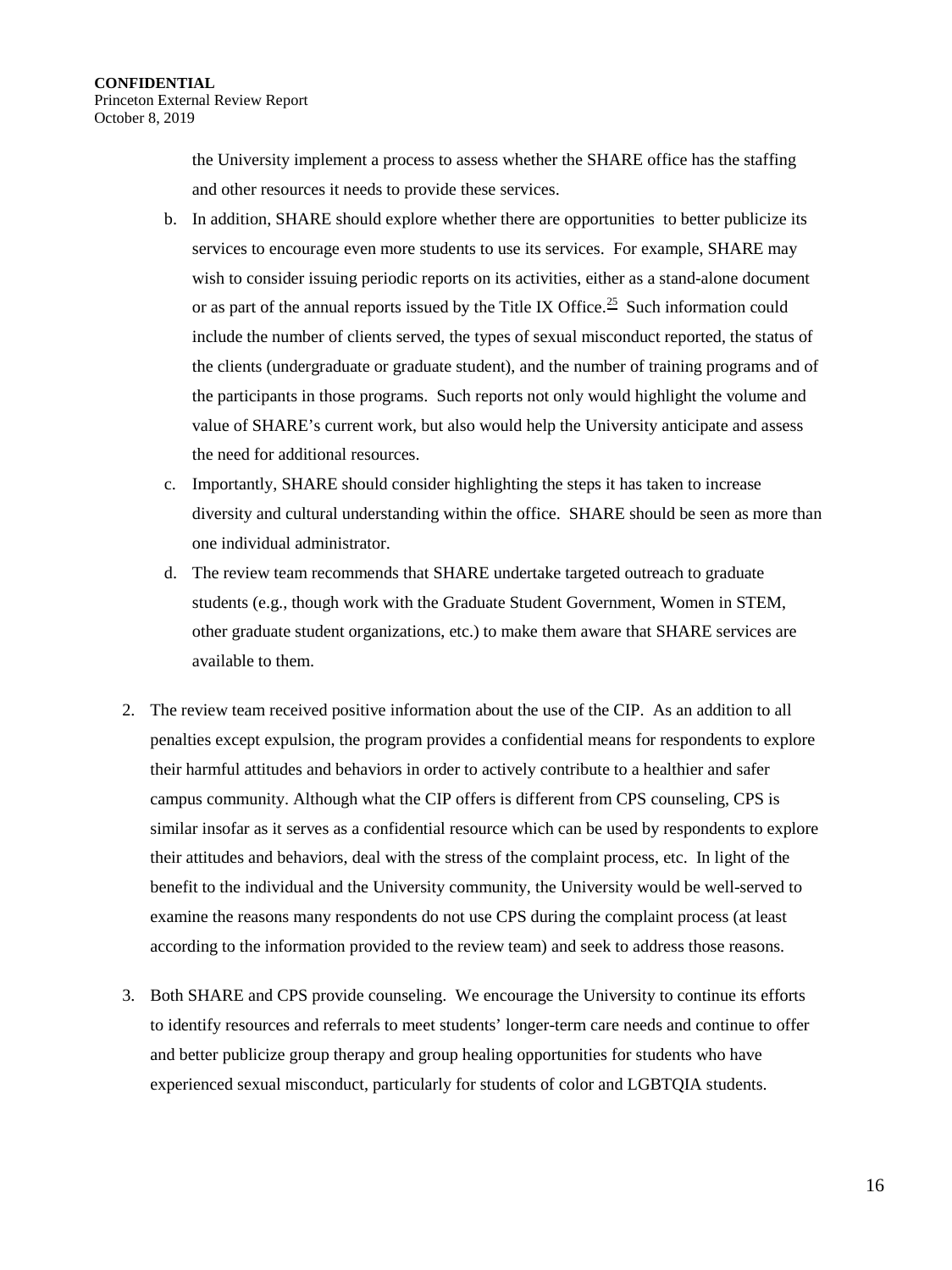the University implement a process to assess whether the SHARE office has the staffing and other resources it needs to provide these services.

b. In addition, SHARE should explore whether there are opportunities to better publicize its services to encourage even more students to use its services. For example, SHARE may wish to consider issuing periodic reports on its activities, either as a stand-alone document or as part of the annual reports issued by the Title IX Office.[25] Such information could include the number of clients served, the types of sexual misconduct reported, the status of the clients (undergraduate or graduate student), and the number of training programs and of the participants in those programs. Such reports not only would highlight the volume and value of SHARE's current work, but also would help the University anticipate and assess the need for additional resources.

c. Importantly, SHARE should consider highlighting the steps it has taken to increase diversity and cultural understanding within the office. SHARE should be seen as more than one individual administrator.

d. The review team recommends that SHARE undertake targeted outreach to graduate students (e.g., though work with the Graduate Student Government, Women in STEM, other graduate student organizations, etc.) to make them aware that SHARE services are available to them.

2. The review team received positive information about the use of the CIP. As an addition to all penalties except expulsion, the program provides a confidential means for respondents to explore their harmful attitudes and behaviors in order to actively contribute to a healthier and safer campus community. Although what the CIP offers is different from CPS counseling, CPS is similar insofar as it serves as a confidential resource which can be used by respondents to explore their attitudes and behaviors, deal with the stress of the complaint process, etc. In light of the benefit to the individual and the University community, the University would be well-served to examine the reasons many respondents do not use CPS during the complaint process (at least according to the information provided to the review team) and seek to address those reasons.

3. Both SHARE and CPS provide counseling. We encourage the University to continue its efforts to identify resources and referrals to meet students' longer-term care needs and continue to offer and better publicize group therapy and group healing opportunities for students who have experienced sexual misconduct, particularly for students of color and LGBTQIA students.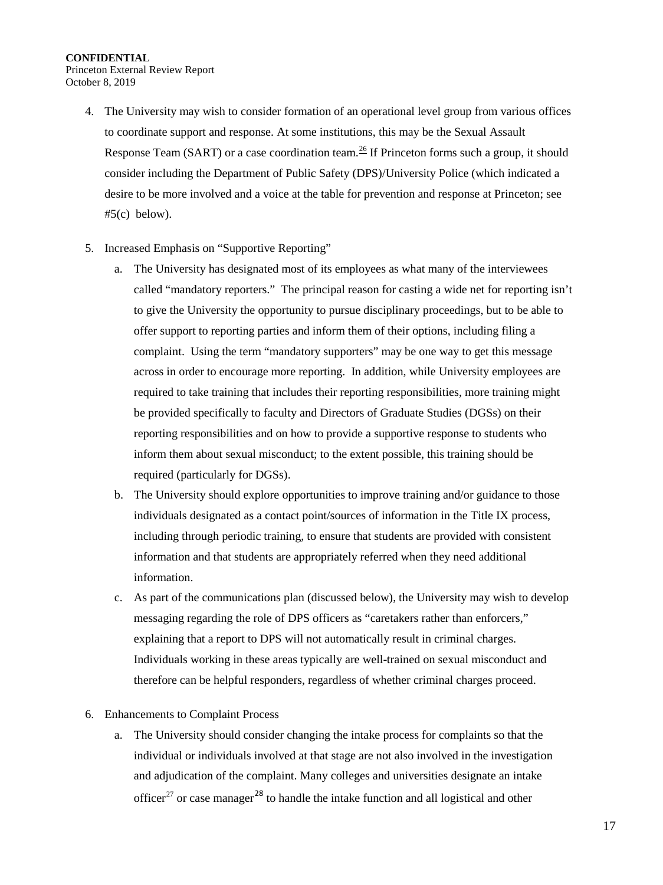4. The University may wish to consider formation of an operational level group from various offices to coordinate support and response. At some institutions, this may be the Sexual Assault Response Team (SART) or a case coordination team.[26] If Princeton forms such a group, it should consider including the Department of Public Safety (DPS)/University Police (which indicated a desire to be more involved and a voice at the table for prevention and response at Princeton; see #5(c) below).

5. Increased Emphasis on "Supportive Reporting"
   a. The University has designated most of its employees as what many of the interviewees called "mandatory reporters." The principal reason for casting a wide net for reporting isn't to give the University the opportunity to pursue disciplinary proceedings, but to be able to offer support to reporting parties and inform them of their options, including filing a complaint. Using the term "mandatory supporters" may be one way to get this message across in order to encourage more reporting. In addition, while University employees are required to take training that includes their reporting responsibilities, more training might be provided specifically to faculty and Directors of Graduate Studies (DGSs) on their reporting responsibilities and on how to provide a supportive response to students who inform them about sexual misconduct; to the extent possible, this training should be required (particularly for DGSs).
   b. The University should explore opportunities to improve training and/or guidance to those individuals designated as a contact point/sources of information in the Title IX process, including through periodic training, to ensure that students are provided with consistent information and that students are appropriately referred when they need additional information.
   c. As part of the communications plan (discussed below), the University may wish to develop messaging regarding the role of DPS officers as "caretakers rather than enforcers," explaining that a report to DPS will not automatically result in criminal charges. Individuals working in these areas typically are well-trained on sexual misconduct and therefore can be helpful responders, regardless of whether criminal charges proceed.

6. Enhancements to Complaint Process
   a. The University should consider changing the intake process for complaints so that the individual or individuals involved at that stage are not also involved in the investigation and adjudication of the complaint. Many colleges and universities designate an intake officer[27] or case manager[28] to handle the intake function and all logistical and other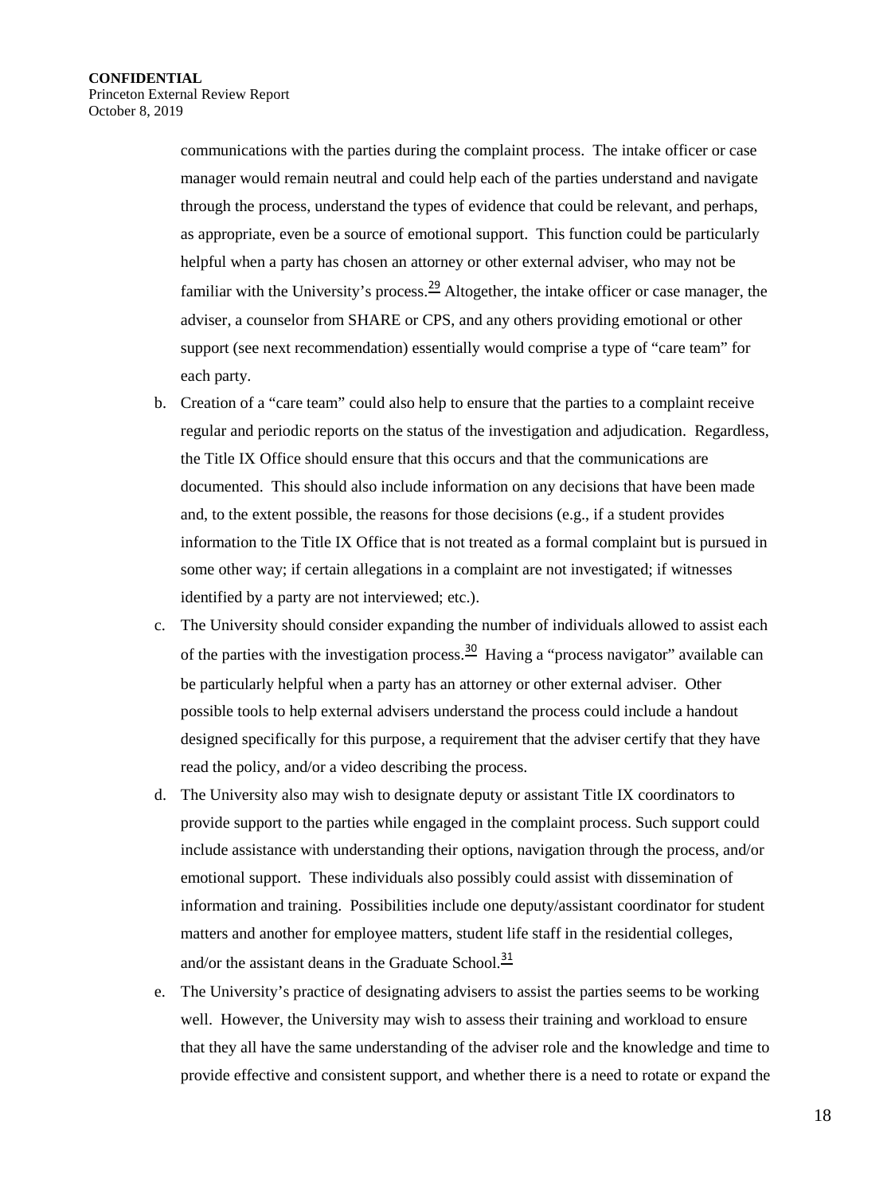communications with the parties during the complaint process. The intake officer or case manager would remain neutral and could help each of the parties understand and navigate through the process, understand the types of evidence that could be relevant, and perhaps, as appropriate, even be a source of emotional support. This function could be particularly helpful when a party has chosen an attorney or other external adviser, who may not be familiar with the University's process.[29] Altogether, the intake officer or case manager, the adviser, a counselor from SHARE or CPS, and any others providing emotional or other support (see next recommendation) essentially would comprise a type of "care team" for each party.

b. Creation of a "care team" could also help to ensure that the parties to a complaint receive regular and periodic reports on the status of the investigation and adjudication. Regardless, the Title IX Office should ensure that this occurs and that the communications are documented. This should also include information on any decisions that have been made and, to the extent possible, the reasons for those decisions (e.g., if a student provides information to the Title IX Office that is not treated as a formal complaint but is pursued in some other way; if certain allegations in a complaint are not investigated; if witnesses identified by a party are not interviewed; etc.).

c. The University should consider expanding the number of individuals allowed to assist each of the parties with the investigation process.[30] Having a "process navigator" available can be particularly helpful when a party has an attorney or other external adviser. Other possible tools to help external advisers understand the process could include a handout designed specifically for this purpose, a requirement that the adviser certify that they have read the policy, and/or a video describing the process.

d. The University also may wish to designate deputy or assistant Title IX coordinators to provide support to the parties while engaged in the complaint process. Such support could include assistance with understanding their options, navigation through the process, and/or emotional support. These individuals also possibly could assist with dissemination of information and training. Possibilities include one deputy/assistant coordinator for student matters and another for employee matters, student life staff in the residential colleges, and/or the assistant deans in the Graduate School.[31]

e. The University's practice of designating advisers to assist the parties seems to be working well. However, the University may wish to assess their training and workload to ensure that they all have the same understanding of the adviser role and the knowledge and time to provide effective and consistent support, and whether there is a need to rotate or expand the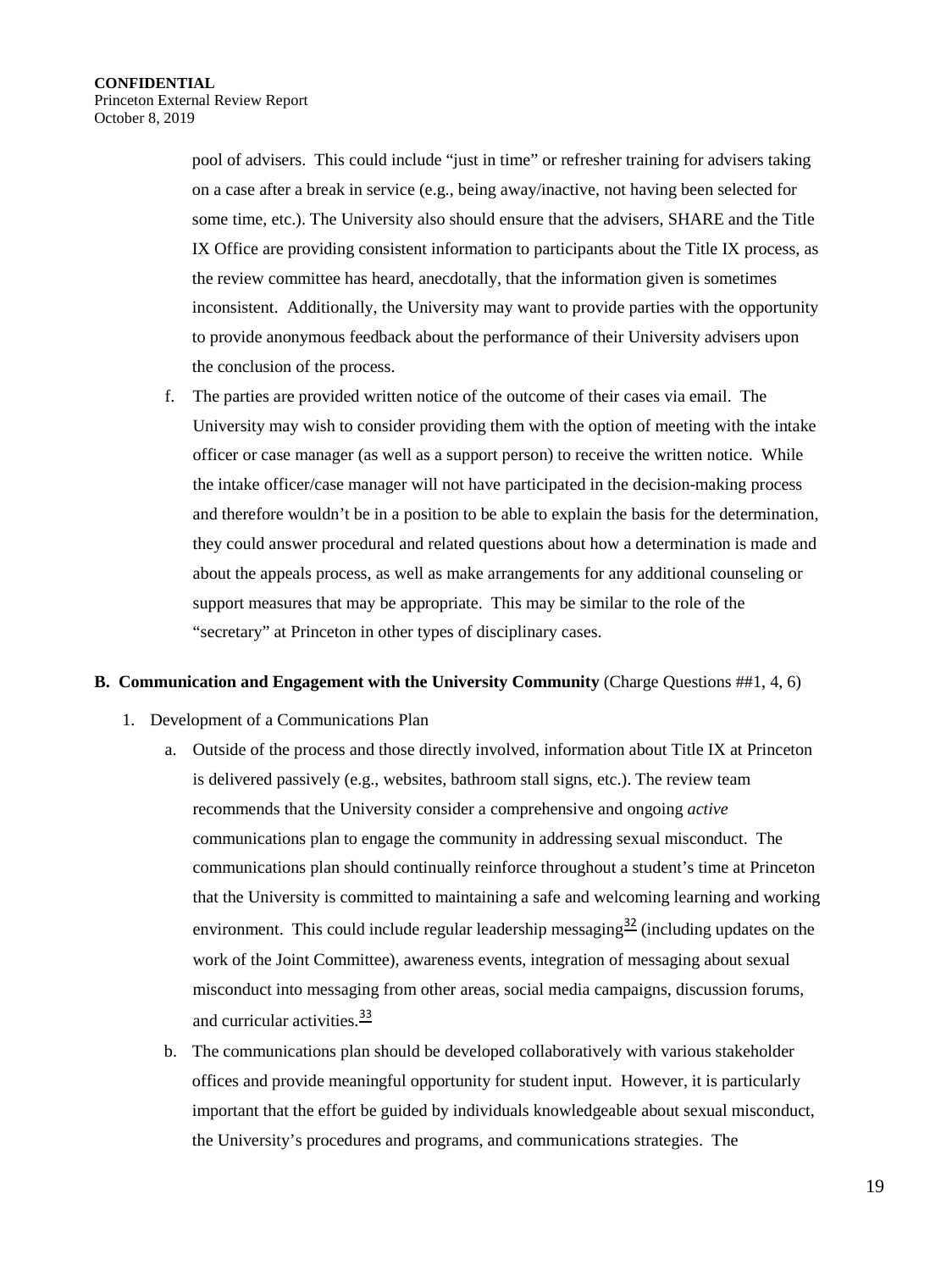pool of advisers. This could include "just in time" or refresher training for advisers taking on a case after a break in service (e.g., being away/inactive, not having been selected for some time, etc.). The University also should ensure that the advisers, SHARE and the Title IX Office are providing consistent information to participants about the Title IX process, as the review committee has heard, anecdotally, that the information given is sometimes inconsistent. Additionally, the University may want to provide parties with the opportunity to provide anonymous feedback about the performance of their University advisers upon the conclusion of the process.

f. The parties are provided written notice of the outcome of their cases via email. The University may wish to consider providing them with the option of meeting with the intake officer or case manager (as well as a support person) to receive the written notice. While the intake officer/case manager will not have participated in the decision-making process and therefore wouldn't be in a position to be able to explain the basis for the determination, they could answer procedural and related questions about how a determination is made and about the appeals process, as well as make arrangements for any additional counseling or support measures that may be appropriate. This may be similar to the role of the "secretary" at Princeton in other types of disciplinary cases.

**B. Communication and Engagement with the University Community** (Charge Questions ##1, 4, 6)

1. Development of a Communications Plan

   a. Outside of the process and those directly involved, information about Title IX at Princeton is delivered passively (e.g., websites, bathroom stall signs, etc.). The review team recommends that the University consider a comprehensive and ongoing *active* communications plan to engage the community in addressing sexual misconduct. The communications plan should continually reinforce throughout a student's time at Princeton that the University is committed to maintaining a safe and welcoming learning and working environment. This could include regular leadership messaging[32] (including updates on the work of the Joint Committee), awareness events, integration of messaging about sexual misconduct into messaging from other areas, social media campaigns, discussion forums, and curricular activities.[33]

   b. The communications plan should be developed collaboratively with various stakeholder offices and provide meaningful opportunity for student input. However, it is particularly important that the effort be guided by individuals knowledgeable about sexual misconduct, the University's procedures and programs, and communications strategies. The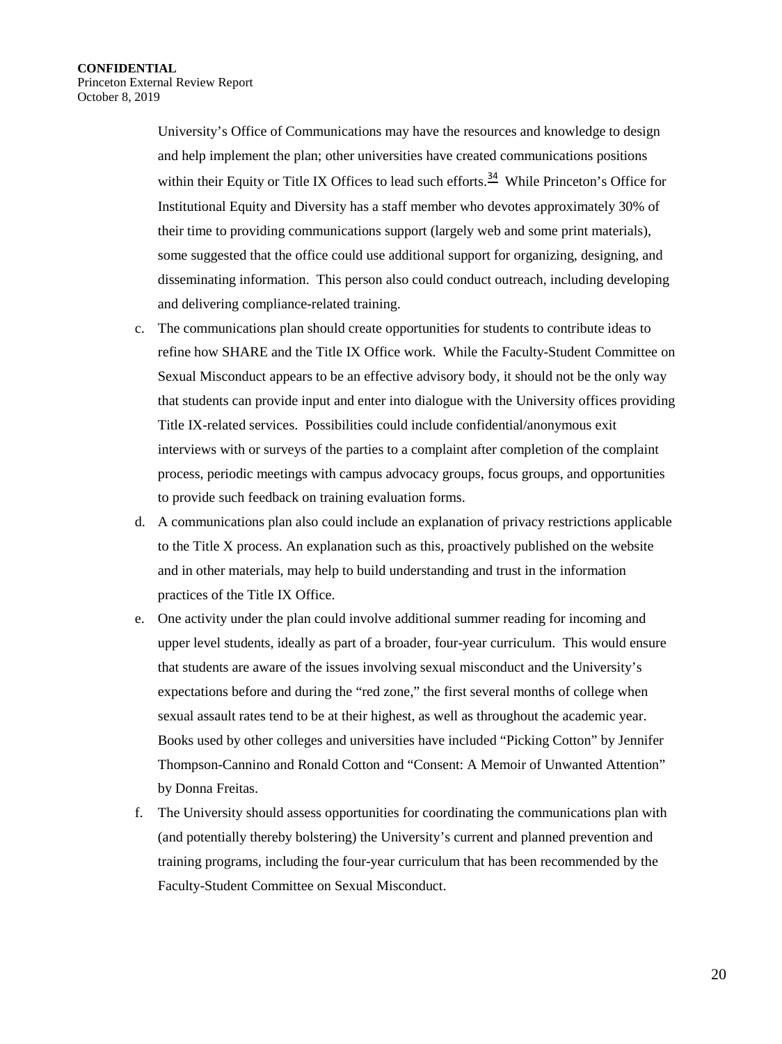University's Office of Communications may have the resources and knowledge to design and help implement the plan; other universities have created communications positions within their Equity or Title IX Offices to lead such efforts.[34] While Princeton's Office for Institutional Equity and Diversity has a staff member who devotes approximately 30% of their time to providing communications support (largely web and some print materials), some suggested that the office could use additional support for organizing, designing, and disseminating information. This person also could conduct outreach, including developing and delivering compliance-related training.

c. The communications plan should create opportunities for students to contribute ideas to refine how SHARE and the Title IX Office work. While the Faculty-Student Committee on Sexual Misconduct appears to be an effective advisory body, it should not be the only way that students can provide input and enter into dialogue with the University offices providing Title IX-related services. Possibilities could include confidential/anonymous exit interviews with or surveys of the parties to a complaint after completion of the complaint process, periodic meetings with campus advocacy groups, focus groups, and opportunities to provide such feedback on training evaluation forms.

d. A communications plan also could include an explanation of privacy restrictions applicable to the Title X process. An explanation such as this, proactively published on the website and in other materials, may help to build understanding and trust in the information practices of the Title IX Office.

e. One activity under the plan could involve additional summer reading for incoming and upper level students, ideally as part of a broader, four-year curriculum. This would ensure that students are aware of the issues involving sexual misconduct and the University's expectations before and during the "red zone," the first several months of college when sexual assault rates tend to be at their highest, as well as throughout the academic year. Books used by other colleges and universities have included "Picking Cotton" by Jennifer Thompson-Cannino and Ronald Cotton and "Consent: A Memoir of Unwanted Attention" by Donna Freitas.

f. The University should assess opportunities for coordinating the communications plan with (and potentially thereby bolstering) the University's current and planned prevention and training programs, including the four-year curriculum that has been recommended by the Faculty-Student Committee on Sexual Misconduct.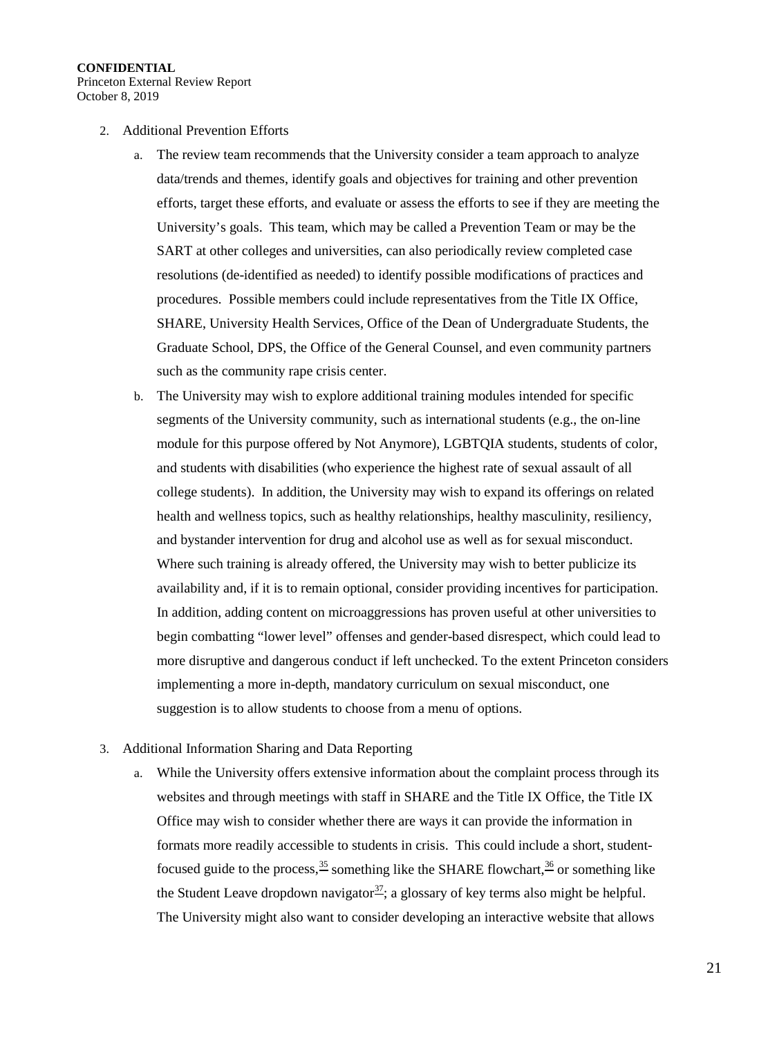2. Additional Prevention Efforts

   a. The review team recommends that the University consider a team approach to analyze data/trends and themes, identify goals and objectives for training and other prevention efforts, target these efforts, and evaluate or assess the efforts to see if they are meeting the University's goals. This team, which may be called a Prevention Team or may be the SART at other colleges and universities, can also periodically review completed case resolutions (de-identified as needed) to identify possible modifications of practices and procedures. Possible members could include representatives from the Title IX Office, SHARE, University Health Services, Office of the Dean of Undergraduate Students, the Graduate School, DPS, the Office of the General Counsel, and even community partners such as the community rape crisis center.

   b. The University may wish to explore additional training modules intended for specific segments of the University community, such as international students (e.g., the on-line module for this purpose offered by Not Anymore), LGBTQIA students, students of color, and students with disabilities (who experience the highest rate of sexual assault of all college students). In addition, the University may wish to expand its offerings on related health and wellness topics, such as healthy relationships, healthy masculinity, resiliency, and bystander intervention for drug and alcohol use as well as for sexual misconduct. Where such training is already offered, the University may wish to better publicize its availability and, if it is to remain optional, consider providing incentives for participation. In addition, adding content on microaggressions has proven useful at other universities to begin combatting "lower level" offenses and gender-based disrespect, which could lead to more disruptive and dangerous conduct if left unchecked. To the extent Princeton considers implementing a more in-depth, mandatory curriculum on sexual misconduct, one suggestion is to allow students to choose from a menu of options.

3. Additional Information Sharing and Data Reporting

   a. While the University offers extensive information about the complaint process through its websites and through meetings with staff in SHARE and the Title IX Office, the Title IX Office may wish to consider whether there are ways it can provide the information in formats more readily accessible to students in crisis. This could include a short, student-focused guide to the process,[35] something like the SHARE flowchart,[36] or something like the Student Leave dropdown navigator[37]; a glossary of key terms also might be helpful. The University might also want to consider developing an interactive website that allows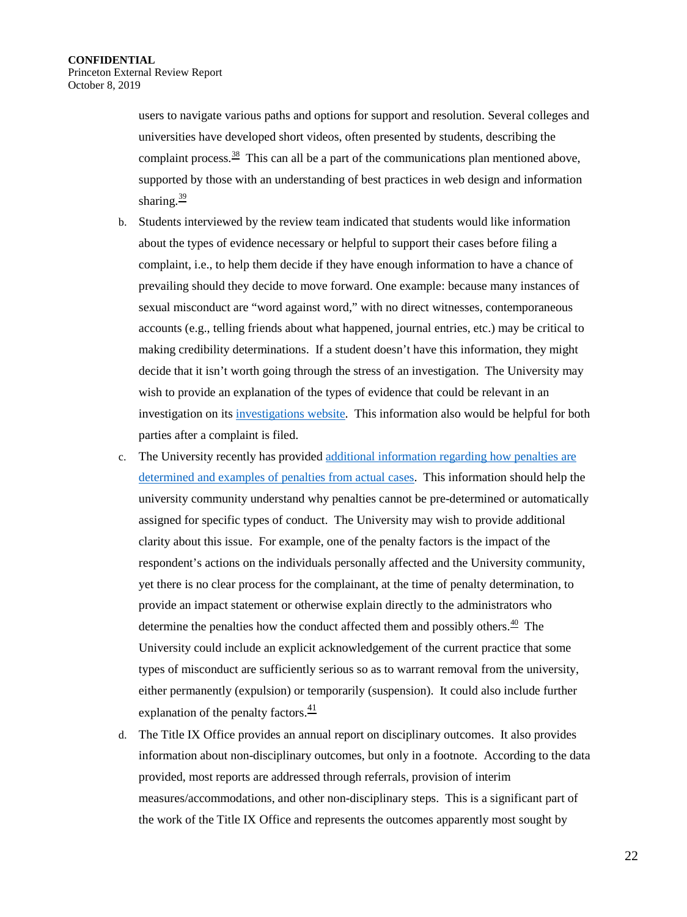users to navigate various paths and options for support and resolution. Several colleges and universities have developed short videos, often presented by students, describing the complaint process.[38] This can all be a part of the communications plan mentioned above, supported by those with an understanding of best practices in web design and information sharing.[39]

b. Students interviewed by the review team indicated that students would like information about the types of evidence necessary or helpful to support their cases before filing a complaint, i.e., to help them decide if they have enough information to have a chance of prevailing should they decide to move forward. One example: because many instances of sexual misconduct are "word against word," with no direct witnesses, contemporaneous accounts (e.g., telling friends about what happened, journal entries, etc.) may be critical to making credibility determinations. If a student doesn't have this information, they might decide that it isn't worth going through the stress of an investigation. The University may wish to provide an explanation of the types of evidence that could be relevant in an investigation on its investigations website. This information also would be helpful for both parties after a complaint is filed.

c. The University recently has provided additional information regarding how penalties are determined and examples of penalties from actual cases. This information should help the university community understand why penalties cannot be pre-determined or automatically assigned for specific types of conduct. The University may wish to provide additional clarity about this issue. For example, one of the penalty factors is the impact of the respondent's actions on the individuals personally affected and the University community, yet there is no clear process for the complainant, at the time of penalty determination, to provide an impact statement or otherwise explain directly to the administrators who determine the penalties how the conduct affected them and possibly others.[40] The University could include an explicit acknowledgement of the current practice that some types of misconduct are sufficiently serious so as to warrant removal from the university, either permanently (expulsion) or temporarily (suspension). It could also include further explanation of the penalty factors.[41]

d. The Title IX Office provides an annual report on disciplinary outcomes. It also provides information about non-disciplinary outcomes, but only in a footnote. According to the data provided, most reports are addressed through referrals, provision of interim measures/accommodations, and other non-disciplinary steps. This is a significant part of the work of the Title IX Office and represents the outcomes apparently most sought by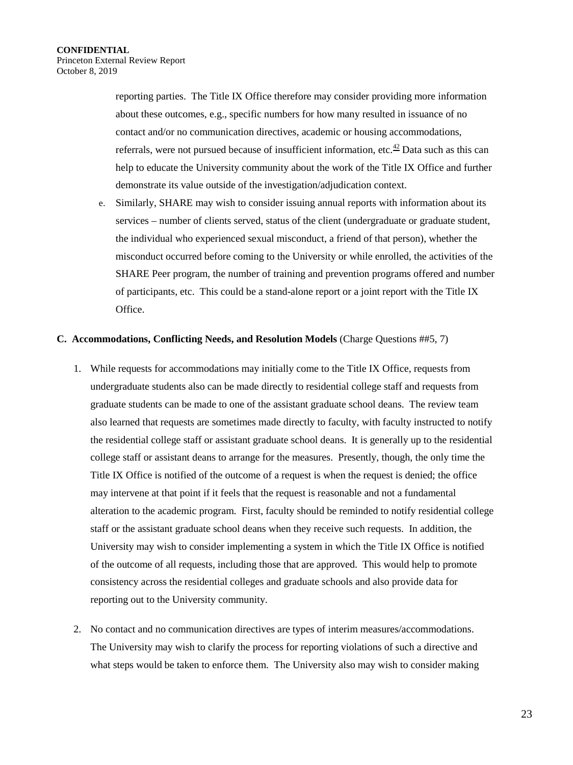reporting parties. The Title IX Office therefore may consider providing more information about these outcomes, e.g., specific numbers for how many resulted in issuance of no contact and/or no communication directives, academic or housing accommodations, referrals, were not pursued because of insufficient information, etc.[42] Data such as this can help to educate the University community about the work of the Title IX Office and further demonstrate its value outside of the investigation/adjudication context.

e. Similarly, SHARE may wish to consider issuing annual reports with information about its services – number of clients served, status of the client (undergraduate or graduate student, the individual who experienced sexual misconduct, a friend of that person), whether the misconduct occurred before coming to the University or while enrolled, the activities of the SHARE Peer program, the number of training and prevention programs offered and number of participants, etc. This could be a stand-alone report or a joint report with the Title IX Office.

**C. Accommodations, Conflicting Needs, and Resolution Models** (Charge Questions ##5, 7)

1. While requests for accommodations may initially come to the Title IX Office, requests from undergraduate students also can be made directly to residential college staff and requests from graduate students can be made to one of the assistant graduate school deans. The review team also learned that requests are sometimes made directly to faculty, with faculty instructed to notify the residential college staff or assistant graduate school deans. It is generally up to the residential college staff or assistant deans to arrange for the measures. Presently, though, the only time the Title IX Office is notified of the outcome of a request is when the request is denied; the office may intervene at that point if it feels that the request is reasonable and not a fundamental alteration to the academic program. First, faculty should be reminded to notify residential college staff or the assistant graduate school deans when they receive such requests. In addition, the University may wish to consider implementing a system in which the Title IX Office is notified of the outcome of all requests, including those that are approved. This would help to promote consistency across the residential colleges and graduate schools and also provide data for reporting out to the University community.

2. No contact and no communication directives are types of interim measures/accommodations. The University may wish to clarify the process for reporting violations of such a directive and what steps would be taken to enforce them. The University also may wish to consider making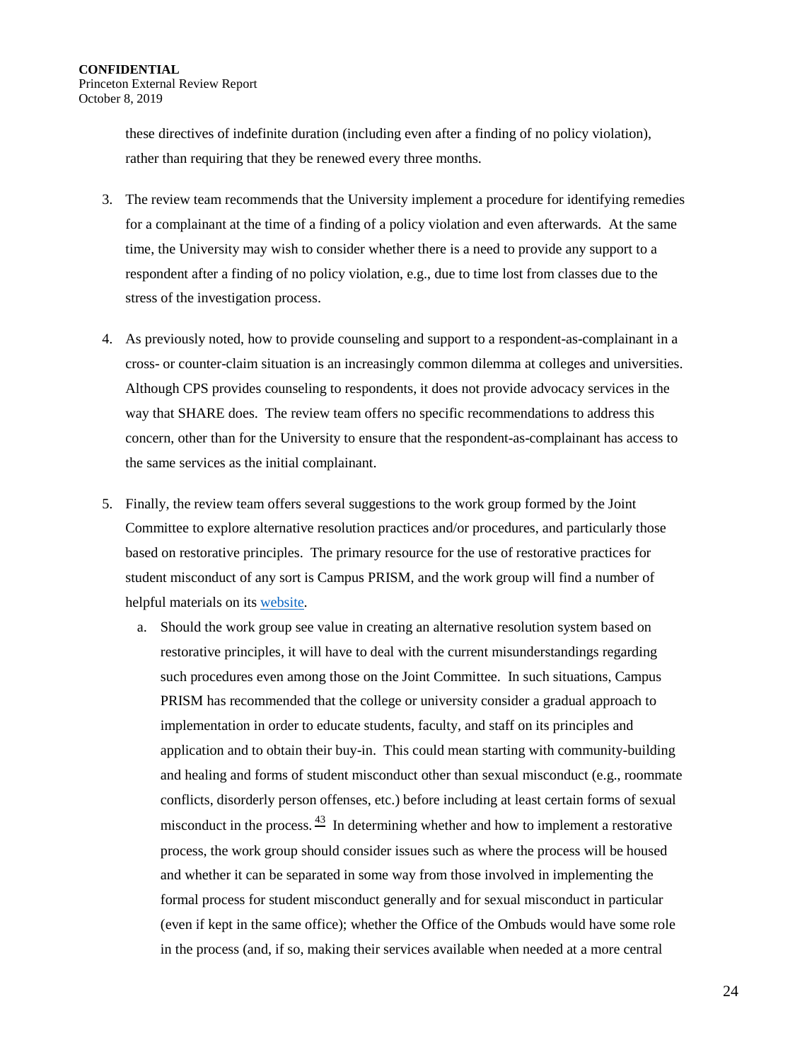these directives of indefinite duration (including even after a finding of no policy violation), rather than requiring that they be renewed every three months.

3. The review team recommends that the University implement a procedure for identifying remedies for a complainant at the time of a finding of a policy violation and even afterwards. At the same time, the University may wish to consider whether there is a need to provide any support to a respondent after a finding of no policy violation, e.g., due to time lost from classes due to the stress of the investigation process.

4. As previously noted, how to provide counseling and support to a respondent-as-complainant in a cross- or counter-claim situation is an increasingly common dilemma at colleges and universities. Although CPS provides counseling to respondents, it does not provide advocacy services in the way that SHARE does. The review team offers no specific recommendations to address this concern, other than for the University to ensure that the respondent-as-complainant has access to the same services as the initial complainant.

5. Finally, the review team offers several suggestions to the work group formed by the Joint Committee to explore alternative resolution practices and/or procedures, and particularly those based on restorative principles. The primary resource for the use of restorative practices for student misconduct of any sort is Campus PRISM, and the work group will find a number of helpful materials on its website.

   a. Should the work group see value in creating an alternative resolution system based on restorative principles, it will have to deal with the current misunderstandings regarding such procedures even among those on the Joint Committee. In such situations, Campus PRISM has recommended that the college or university consider a gradual approach to implementation in order to educate students, faculty, and staff on its principles and application and to obtain their buy-in. This could mean starting with community-building and healing and forms of student misconduct other than sexual misconduct (e.g., roommate conflicts, disorderly person offenses, etc.) before including at least certain forms of sexual misconduct in the process.[43] In determining whether and how to implement a restorative process, the work group should consider issues such as where the process will be housed and whether it can be separated in some way from those involved in implementing the formal process for student misconduct generally and for sexual misconduct in particular (even if kept in the same office); whether the Office of the Ombuds would have some role in the process (and, if so, making their services available when needed at a more central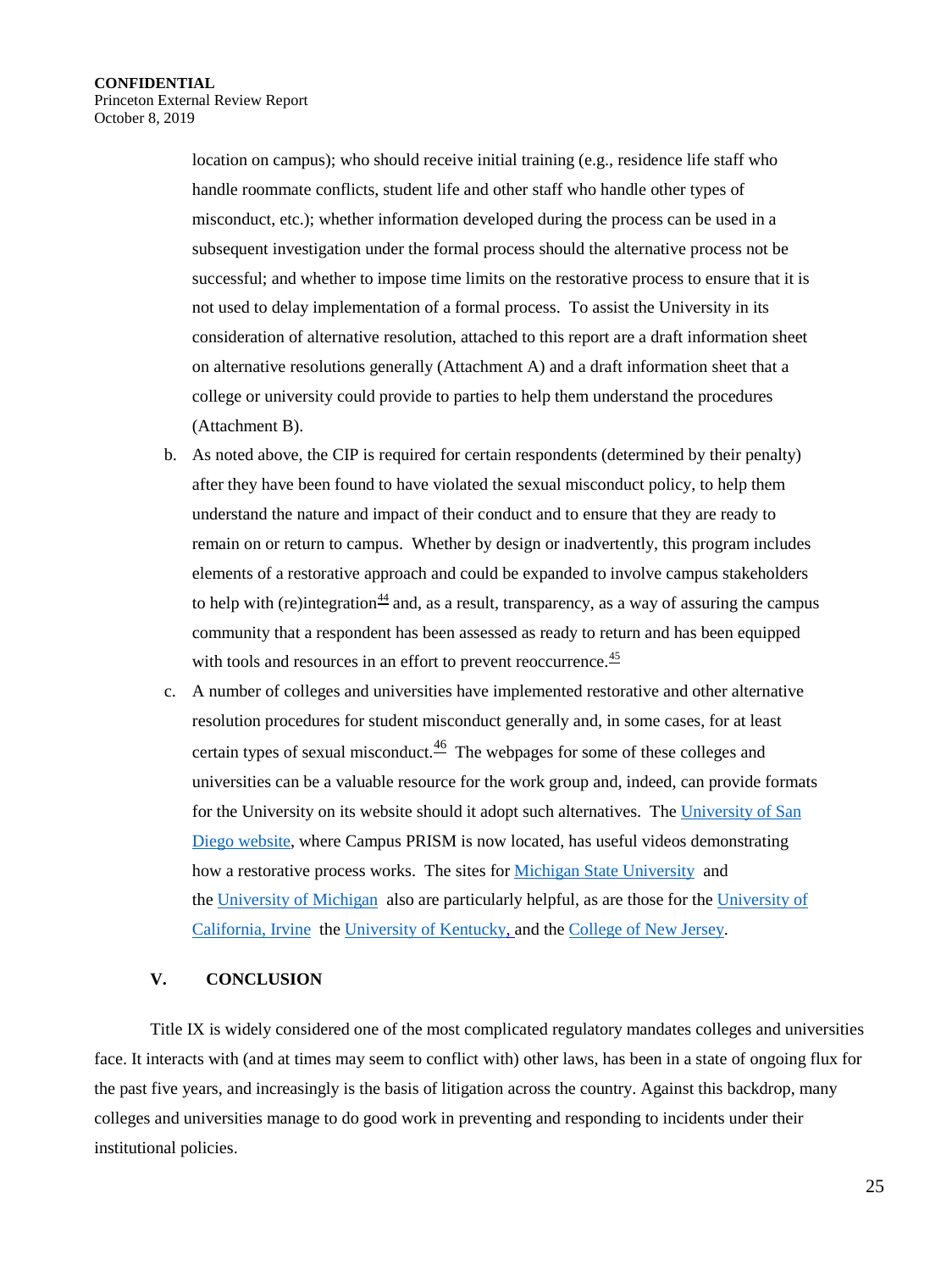location on campus); who should receive initial training (e.g., residence life staff who handle roommate conflicts, student life and other staff who handle other types of misconduct, etc.); whether information developed during the process can be used in a subsequent investigation under the formal process should the alternative process not be successful; and whether to impose time limits on the restorative process to ensure that it is not used to delay implementation of a formal process. To assist the University in its consideration of alternative resolution, attached to this report are a draft information sheet on alternative resolutions generally (Attachment A) and a draft information sheet that a college or university could provide to parties to help them understand the procedures (Attachment B).

b. As noted above, the CIP is required for certain respondents (determined by their penalty) after they have been found to have violated the sexual misconduct policy, to help them understand the nature and impact of their conduct and to ensure that they are ready to remain on or return to campus. Whether by design or inadvertently, this program includes elements of a restorative approach and could be expanded to involve campus stakeholders to help with (re)integration[44] and, as a result, transparency, as a way of assuring the campus community that a respondent has been assessed as ready to return and has been equipped with tools and resources in an effort to prevent reoccurrence.[45]

c. A number of colleges and universities have implemented restorative and other alternative resolution procedures for student misconduct generally and, in some cases, for at least certain types of sexual misconduct.[46] The webpages for some of these colleges and universities can be a valuable resource for the work group and, indeed, can provide formats for the University on its website should it adopt such alternatives. The University of San Diego website, where Campus PRISM is now located, has useful videos demonstrating how a restorative process works. The sites for Michigan State University and the University of Michigan also are particularly helpful, as are those for the University of California, Irvine the University of Kentucky, and the College of New Jersey.

## V. CONCLUSION

Title IX is widely considered one of the most complicated regulatory mandates colleges and universities face. It interacts with (and at times may seem to conflict with) other laws, has been in a state of ongoing flux for the past five years, and increasingly is the basis of litigation across the country. Against this backdrop, many colleges and universities manage to do good work in preventing and responding to incidents under their institutional policies.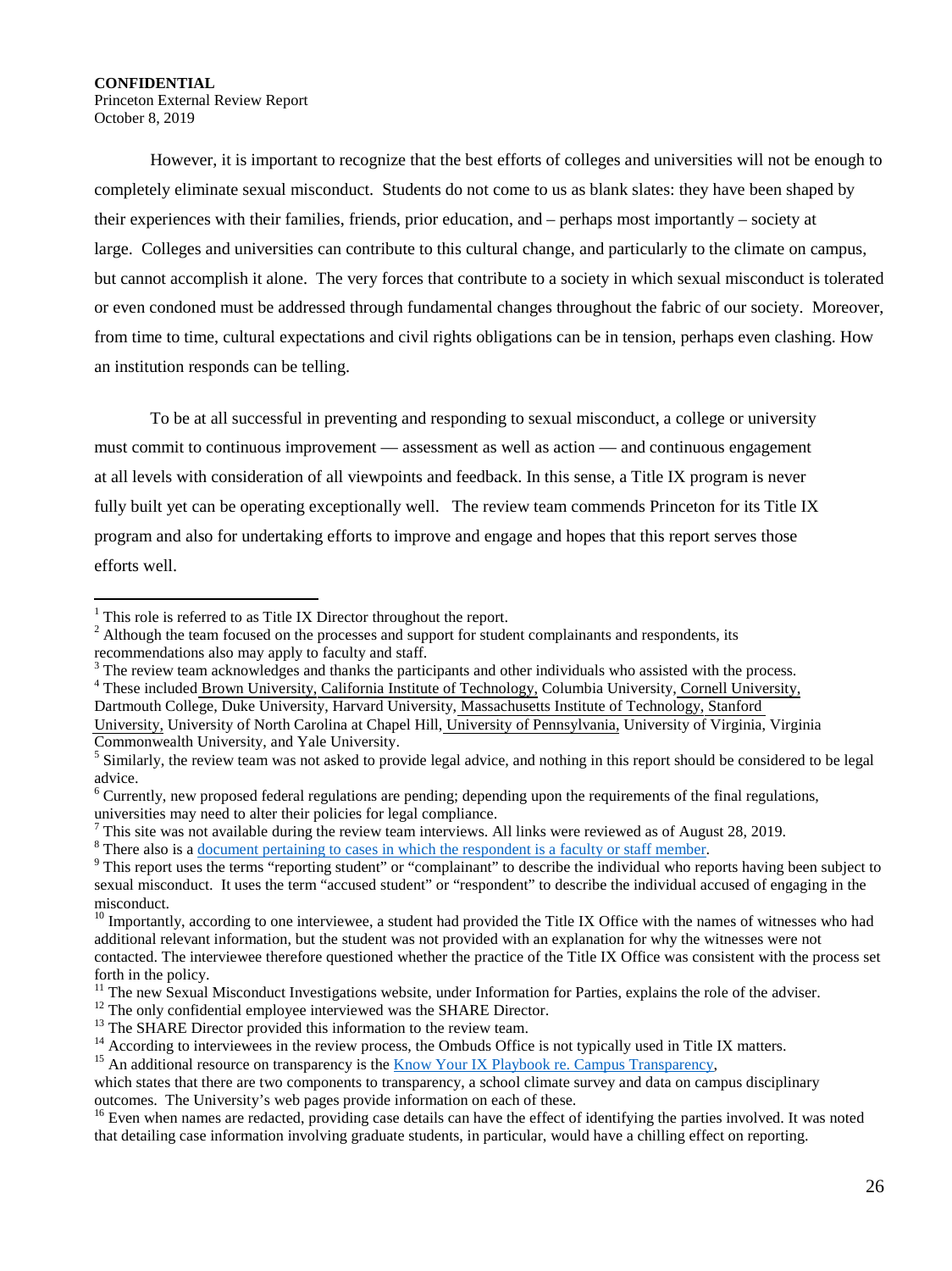However, it is important to recognize that the best efforts of colleges and universities will not be enough to completely eliminate sexual misconduct. Students do not come to us as blank slates: they have been shaped by their experiences with their families, friends, prior education, and – perhaps most importantly – society at large. Colleges and universities can contribute to this cultural change, and particularly to the climate on campus, but cannot accomplish it alone. The very forces that contribute to a society in which sexual misconduct is tolerated or even condoned must be addressed through fundamental changes throughout the fabric of our society. Moreover, from time to time, cultural expectations and civil rights obligations can be in tension, perhaps even clashing. How an institution responds can be telling.

To be at all successful in preventing and responding to sexual misconduct, a college or university must commit to continuous improvement — assessment as well as action — and continuous engagement at all levels with consideration of all viewpoints and feedback. In this sense, a Title IX program is never fully built yet can be operating exceptionally well. The review team commends Princeton for its Title IX program and also for undertaking efforts to improve and engage and hopes that this report serves those efforts well.

---

[1] This role is referred to as Title IX Director throughout the report.

[2] Although the team focused on the processes and support for student complainants and respondents, its recommendations also may apply to faculty and staff.

[3] The review team acknowledges and thanks the participants and other individuals who assisted with the process.

[4] These included Brown University, California Institute of Technology, Columbia University, Cornell University, Dartmouth College, Duke University, Harvard University, Massachusetts Institute of Technology, Stanford University, University of North Carolina at Chapel Hill, University of Pennsylvania, University of Virginia, Virginia Commonwealth University, and Yale University.

[5] Similarly, the review team was not asked to provide legal advice, and nothing in this report should be considered to be legal advice.

[6] Currently, new proposed federal regulations are pending; depending upon the requirements of the final regulations, universities may need to alter their policies for legal compliance.

[7] This site was not available during the review team interviews. All links were reviewed as of August 28, 2019.

[8] There also is a document pertaining to cases in which the respondent is a faculty or staff member.

[9] This report uses the terms "reporting student" or "complainant" to describe the individual who reports having been subject to sexual misconduct. It uses the term "accused student" or "respondent" to describe the individual accused of engaging in the misconduct.

[10] Importantly, according to one interviewee, a student had provided the Title IX Office with the names of witnesses who had additional relevant information, but the student was not provided with an explanation for why the witnesses were not contacted. The interviewee therefore questioned whether the practice of the Title IX Office was consistent with the process set forth in the policy.

[11] The new Sexual Misconduct Investigations website, under Information for Parties, explains the role of the adviser.

[12] The only confidential employee interviewed was the SHARE Director.

[13] The SHARE Director provided this information to the review team.

[14] According to interviewees in the review process, the Ombuds Office is not typically used in Title IX matters.

[15] An additional resource on transparency is the Know Your IX Playbook re. Campus Transparency, which states that there are two components to transparency, a school climate survey and data on campus disciplinary outcomes. The University's web pages provide information on each of these.

[16] Even when names are redacted, providing case details can have the effect of identifying the parties involved. It was noted that detailing case information involving graduate students, in particular, would have a chilling effect on reporting.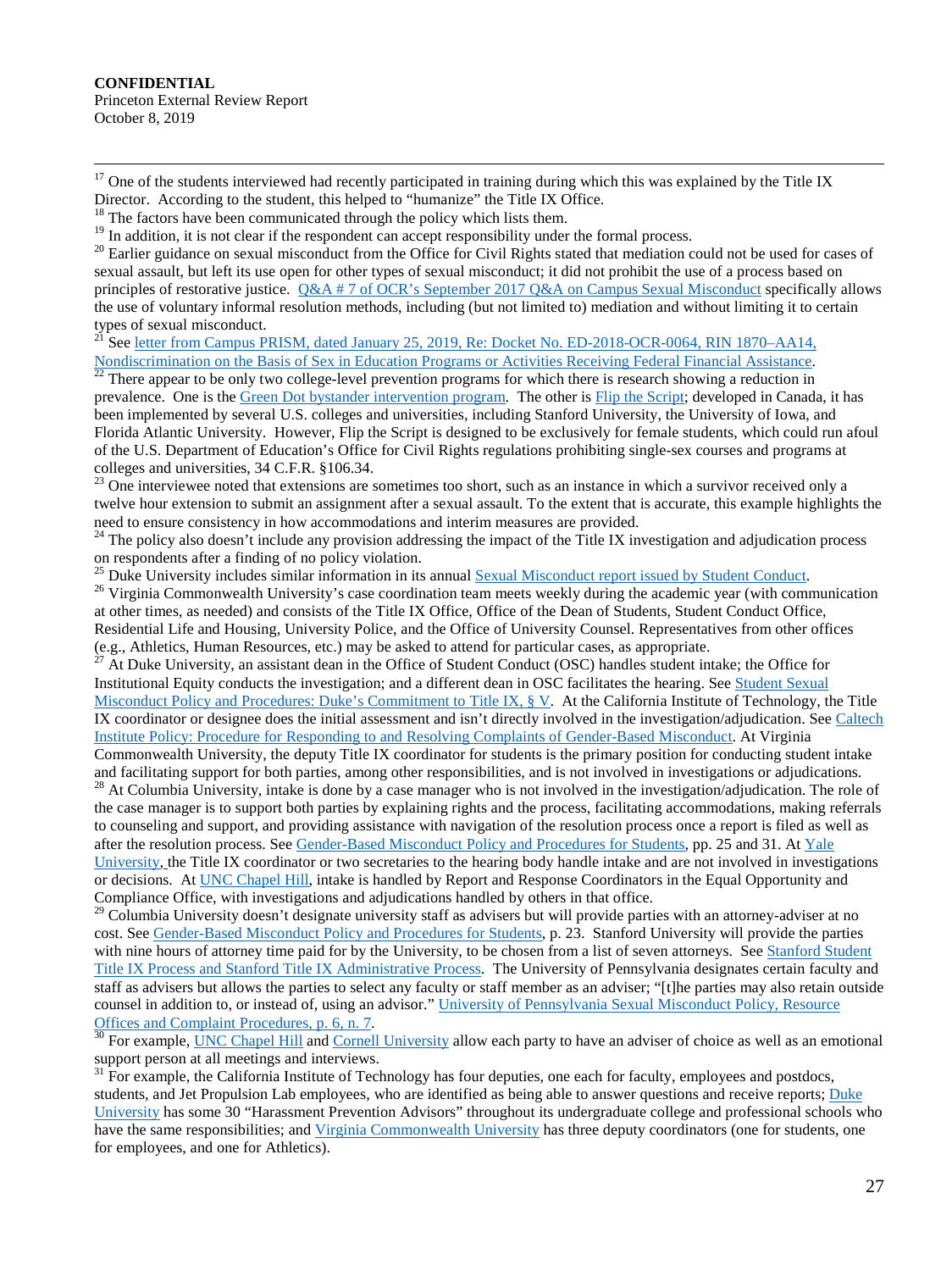[17] One of the students interviewed had recently participated in training during which this was explained by the Title IX Director. According to the student, this helped to "humanize" the Title IX Office.

[18] The factors have been communicated through the policy which lists them.

[19] In addition, it is not clear if the respondent can accept responsibility under the formal process.

[20] Earlier guidance on sexual misconduct from the Office for Civil Rights stated that mediation could not be used for cases of sexual assault, but left its use open for other types of sexual misconduct; it did not prohibit the use of a process based on principles of restorative justice. Q&A # 7 of OCR's September 2017 Q&A on Campus Sexual Misconduct specifically allows the use of voluntary informal resolution methods, including (but not limited to) mediation and without limiting it to certain types of sexual misconduct.

[21] See letter from Campus PRISM, dated January 25, 2019, Re: Docket No. ED-2018-OCR-0064, RIN 1870–AA14, Nondiscrimination on the Basis of Sex in Education Programs or Activities Receiving Federal Financial Assistance.

[22] There appear to be only two college-level prevention programs for which there is research showing a reduction in prevalence. One is the Green Dot bystander intervention program. The other is Flip the Script; developed in Canada, it has been implemented by several U.S. colleges and universities, including Stanford University, the University of Iowa, and Florida Atlantic University. However, Flip the Script is designed to be exclusively for female students, which could run afoul of the U.S. Department of Education's Office for Civil Rights regulations prohibiting single-sex courses and programs at colleges and universities, 34 C.F.R. §106.34.

[23] One interviewee noted that extensions are sometimes too short, such as an instance in which a survivor received only a twelve hour extension to submit an assignment after a sexual assault. To the extent that is accurate, this example highlights the need to ensure consistency in how accommodations and interim measures are provided.

[24] The policy also doesn't include any provision addressing the impact of the Title IX investigation and adjudication process on respondents after a finding of no policy violation.

[25] Duke University includes similar information in its annual Sexual Misconduct report issued by Student Conduct.

[26] Virginia Commonwealth University's case coordination team meets weekly during the academic year (with communication at other times, as needed) and consists of the Title IX Office, Office of the Dean of Students, Student Conduct Office, Residential Life and Housing, University Police, and the Office of University Counsel. Representatives from other offices (e.g., Athletics, Human Resources, etc.) may be asked to attend for particular cases, as appropriate.

[27] At Duke University, an assistant dean in the Office of Student Conduct (OSC) handles student intake; the Office for Institutional Equity conducts the investigation; and a different dean in OSC facilitates the hearing. See Student Sexual Misconduct Policy and Procedures: Duke's Commitment to Title IX, § V. At the California Institute of Technology, the Title IX coordinator or designee does the initial assessment and isn't directly involved in the investigation/adjudication. See Caltech Institute Policy: Procedure for Responding to and Resolving Complaints of Gender-Based Misconduct. At Virginia Commonwealth University, the deputy Title IX coordinator for students is the primary position for conducting student intake and facilitating support for both parties, among other responsibilities, and is not involved in investigations or adjudications.

[28] At Columbia University, intake is done by a case manager who is not involved in the investigation/adjudication. The role of the case manager is to support both parties by explaining rights and the process, facilitating accommodations, making referrals to counseling and support, and providing assistance with navigation of the resolution process once a report is filed as well as after the resolution process. See Gender-Based Misconduct Policy and Procedures for Students, pp. 25 and 31. At Yale University, the Title IX coordinator or two secretaries to the hearing body handle intake and are not involved in investigations or decisions. At UNC Chapel Hill, intake is handled by Report and Response Coordinators in the Equal Opportunity and Compliance Office, with investigations and adjudications handled by others in that office.

[29] Columbia University doesn't designate university staff as advisers but will provide parties with an attorney-adviser at no cost. See Gender-Based Misconduct Policy and Procedures for Students, p. 23. Stanford University will provide the parties with nine hours of attorney time paid for by the University, to be chosen from a list of seven attorneys. See Stanford Student Title IX Process and Stanford Title IX Administrative Process. The University of Pennsylvania designates certain faculty and staff as advisers but allows the parties to select any faculty or staff member as an adviser; "[t]he parties may also retain outside counsel in addition to, or instead of, using an advisor." University of Pennsylvania Sexual Misconduct Policy, Resource Offices and Complaint Procedures, p. 6, n. 7.

[30] For example, UNC Chapel Hill and Cornell University allow each party to have an adviser of choice as well as an emotional support person at all meetings and interviews.

[31] For example, the California Institute of Technology has four deputies, one each for faculty, employees and postdocs, students, and Jet Propulsion Lab employees, who are identified as being able to answer questions and receive reports; Duke University has some 30 "Harassment Prevention Advisors" throughout its undergraduate college and professional schools who have the same responsibilities; and Virginia Commonwealth University has three deputy coordinators (one for students, one for employees, and one for Athletics).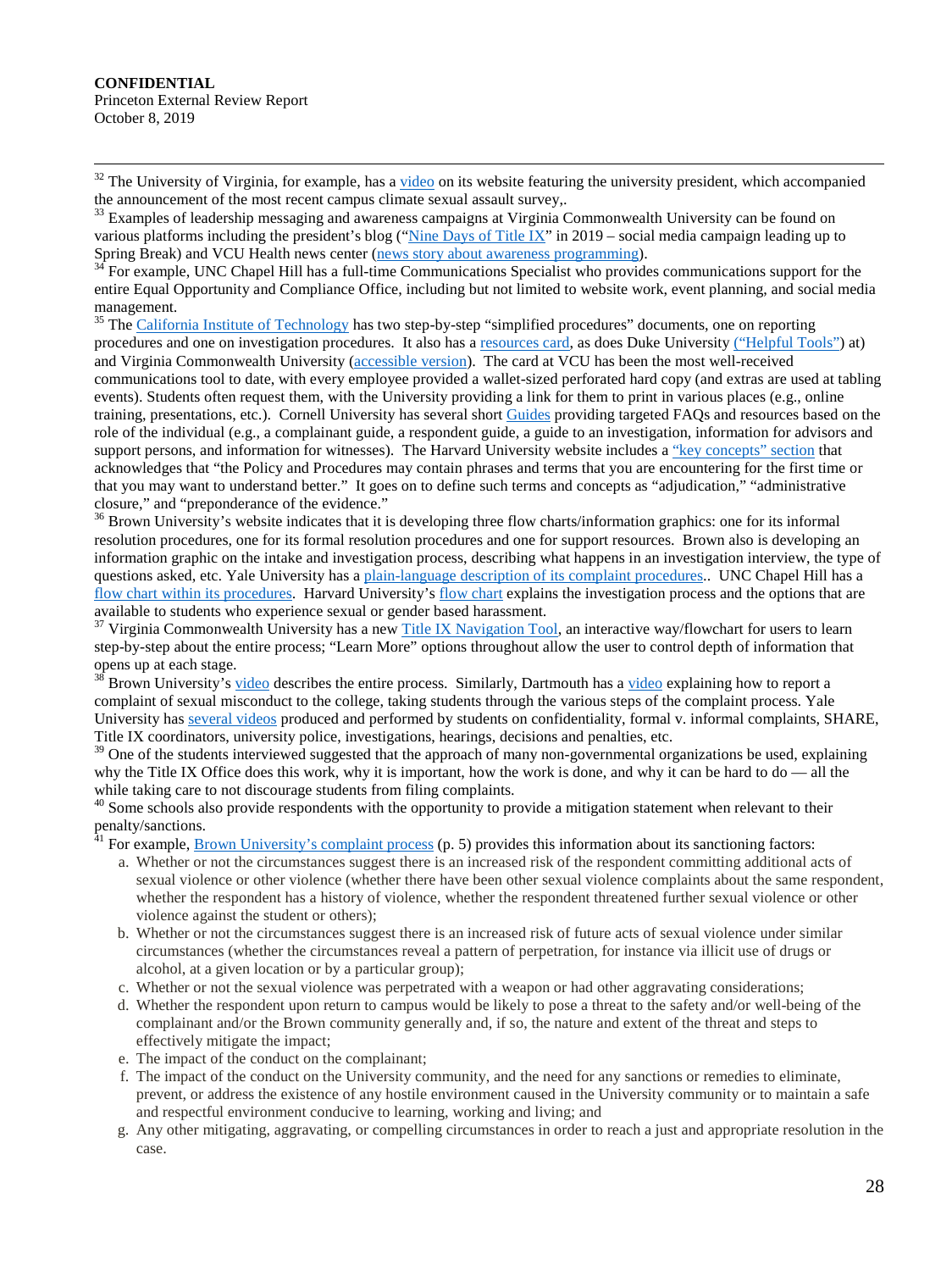[32] The University of Virginia, for example, has a video on its website featuring the university president, which accompanied the announcement of the most recent campus climate sexual assault survey,.

[33] Examples of leadership messaging and awareness campaigns at Virginia Commonwealth University can be found on various platforms including the president's blog ("Nine Days of Title IX" in 2019 – social media campaign leading up to Spring Break) and VCU Health news center (news story about awareness programming).

[34] For example, UNC Chapel Hill has a full-time Communications Specialist who provides communications support for the entire Equal Opportunity and Compliance Office, including but not limited to website work, event planning, and social media management.

[35] The California Institute of Technology has two step-by-step "simplified procedures" documents, one on reporting procedures and one on investigation procedures. It also has a resources card, as does Duke University ("Helpful Tools") at) and Virginia Commonwealth University (accessible version). The card at VCU has been the most well-received communications tool to date, with every employee provided a wallet-sized perforated hard copy (and extras are used at tabling events). Students often request them, with the University providing a link for them to print in various places (e.g., online training, presentations, etc.). Cornell University has several short Guides providing targeted FAQs and resources based on the role of the individual (e.g., a complainant guide, a respondent guide, a guide to an investigation, information for advisors and support persons, and information for witnesses). The Harvard University website includes a "key concepts" section that acknowledges that "the Policy and Procedures may contain phrases and terms that you are encountering for the first time or that you may want to understand better." It goes on to define such terms and concepts as "adjudication," "administrative closure," and "preponderance of the evidence."

[36] Brown University's website indicates that it is developing three flow charts/information graphics: one for its informal resolution procedures, one for its formal resolution procedures and one for support resources. Brown also is developing an information graphic on the intake and investigation process, describing what happens in an investigation interview, the type of questions asked, etc. Yale University has a plain-language description of its complaint procedures.. UNC Chapel Hill has a flow chart within its procedures. Harvard University's flow chart explains the investigation process and the options that are available to students who experience sexual or gender based harassment.

[37] Virginia Commonwealth University has a new Title IX Navigation Tool, an interactive way/flowchart for users to learn step-by-step about the entire process; "Learn More" options throughout allow the user to control depth of information that opens up at each stage.

[38] Brown University's video describes the entire process. Similarly, Dartmouth has a video explaining how to report a complaint of sexual misconduct to the college, taking students through the various steps of the complaint process. Yale University has several videos produced and performed by students on confidentiality, formal v. informal complaints, SHARE, Title IX coordinators, university police, investigations, hearings, decisions and penalties, etc.

[39] One of the students interviewed suggested that the approach of many non-governmental organizations be used, explaining why the Title IX Office does this work, why it is important, how the work is done, and why it can be hard to do — all the while taking care to not discourage students from filing complaints.

[40] Some schools also provide respondents with the opportunity to provide a mitigation statement when relevant to their penalty/sanctions.

[41] For example, Brown University's complaint process (p. 5) provides this information about its sanctioning factors:

a. Whether or not the circumstances suggest there is an increased risk of the respondent committing additional acts of sexual violence or other violence (whether there have been other sexual violence complaints about the same respondent, whether the respondent has a history of violence, whether the respondent threatened further sexual violence or other violence against the student or others);
b. Whether or not the circumstances suggest there is an increased risk of future acts of sexual violence under similar circumstances (whether the circumstances reveal a pattern of perpetration, for instance via illicit use of drugs or alcohol, at a given location or by a particular group);
c. Whether or not the sexual violence was perpetrated with a weapon or had other aggravating considerations;
d. Whether the respondent upon return to campus would be likely to pose a threat to the safety and/or well-being of the complainant and/or the Brown community generally and, if so, the nature and extent of the threat and steps to effectively mitigate the impact;
e. The impact of the conduct on the complainant;
f. The impact of the conduct on the University community, and the need for any sanctions or remedies to eliminate, prevent, or address the existence of any hostile environment caused in the University community or to maintain a safe and respectful environment conducive to learning, working and living; and
g. Any other mitigating, aggravating, or compelling circumstances in order to reach a just and appropriate resolution in the case.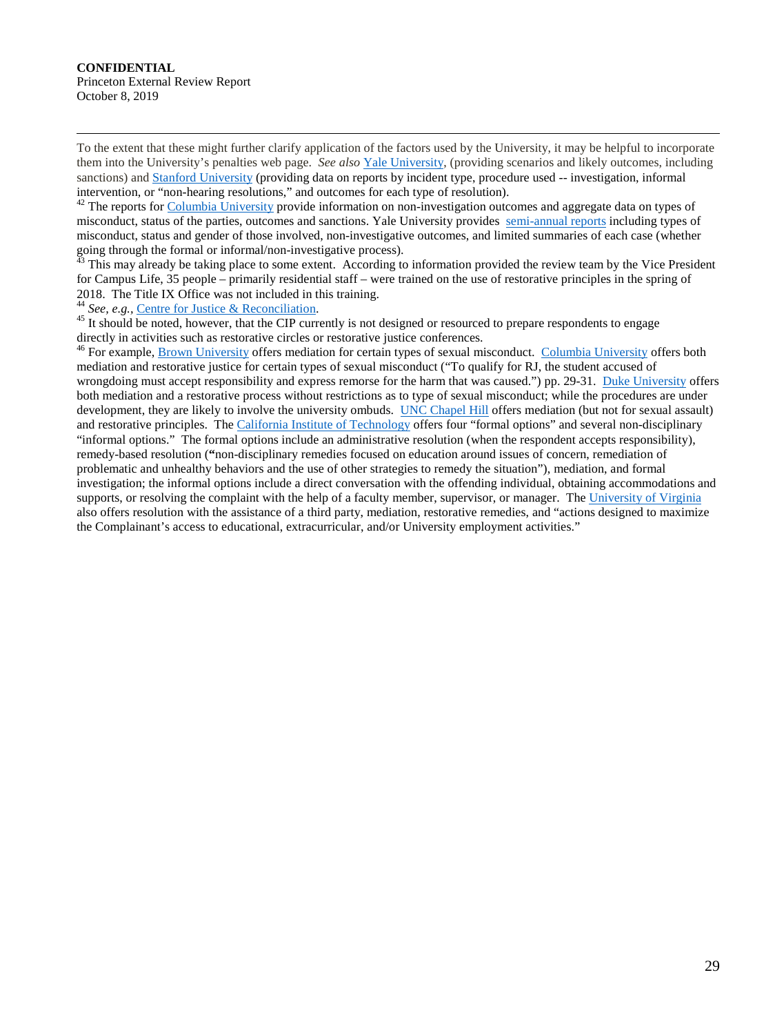To the extent that these might further clarify application of the factors used by the University, it may be helpful to incorporate them into the University's penalties web page. *See also* Yale University, (providing scenarios and likely outcomes, including sanctions) and Stanford University (providing data on reports by incident type, procedure used -- investigation, informal intervention, or "non-hearing resolutions," and outcomes for each type of resolution).

[42] The reports for Columbia University provide information on non-investigation outcomes and aggregate data on types of misconduct, status of the parties, outcomes and sanctions. Yale University provides semi-annual reports including types of misconduct, status and gender of those involved, non-investigative outcomes, and limited summaries of each case (whether going through the formal or informal/non-investigative process).

[43] This may already be taking place to some extent. According to information provided the review team by the Vice President for Campus Life, 35 people – primarily residential staff – were trained on the use of restorative principles in the spring of 2018. The Title IX Office was not included in this training.

[44] *See, e.g.,* Centre for Justice & Reconciliation.

[45] It should be noted, however, that the CIP currently is not designed or resourced to prepare respondents to engage directly in activities such as restorative circles or restorative justice conferences.

[46] For example, Brown University offers mediation for certain types of sexual misconduct. Columbia University offers both mediation and restorative justice for certain types of sexual misconduct ("To qualify for RJ, the student accused of wrongdoing must accept responsibility and express remorse for the harm that was caused.") pp. 29-31. Duke University offers both mediation and a restorative process without restrictions as to type of sexual misconduct; while the procedures are under development, they are likely to involve the university ombuds. UNC Chapel Hill offers mediation (but not for sexual assault) and restorative principles. The California Institute of Technology offers four "formal options" and several non-disciplinary "informal options." The formal options include an administrative resolution (when the respondent accepts responsibility), remedy-based resolution (**"**non-disciplinary remedies focused on education around issues of concern, remediation of problematic and unhealthy behaviors and the use of other strategies to remedy the situation"), mediation, and formal investigation; the informal options include a direct conversation with the offending individual, obtaining accommodations and supports, or resolving the complaint with the help of a faculty member, supervisor, or manager. The University of Virginia also offers resolution with the assistance of a third party, mediation, restorative remedies, and "actions designed to maximize the Complainant's access to educational, extracurricular, and/or University employment activities."